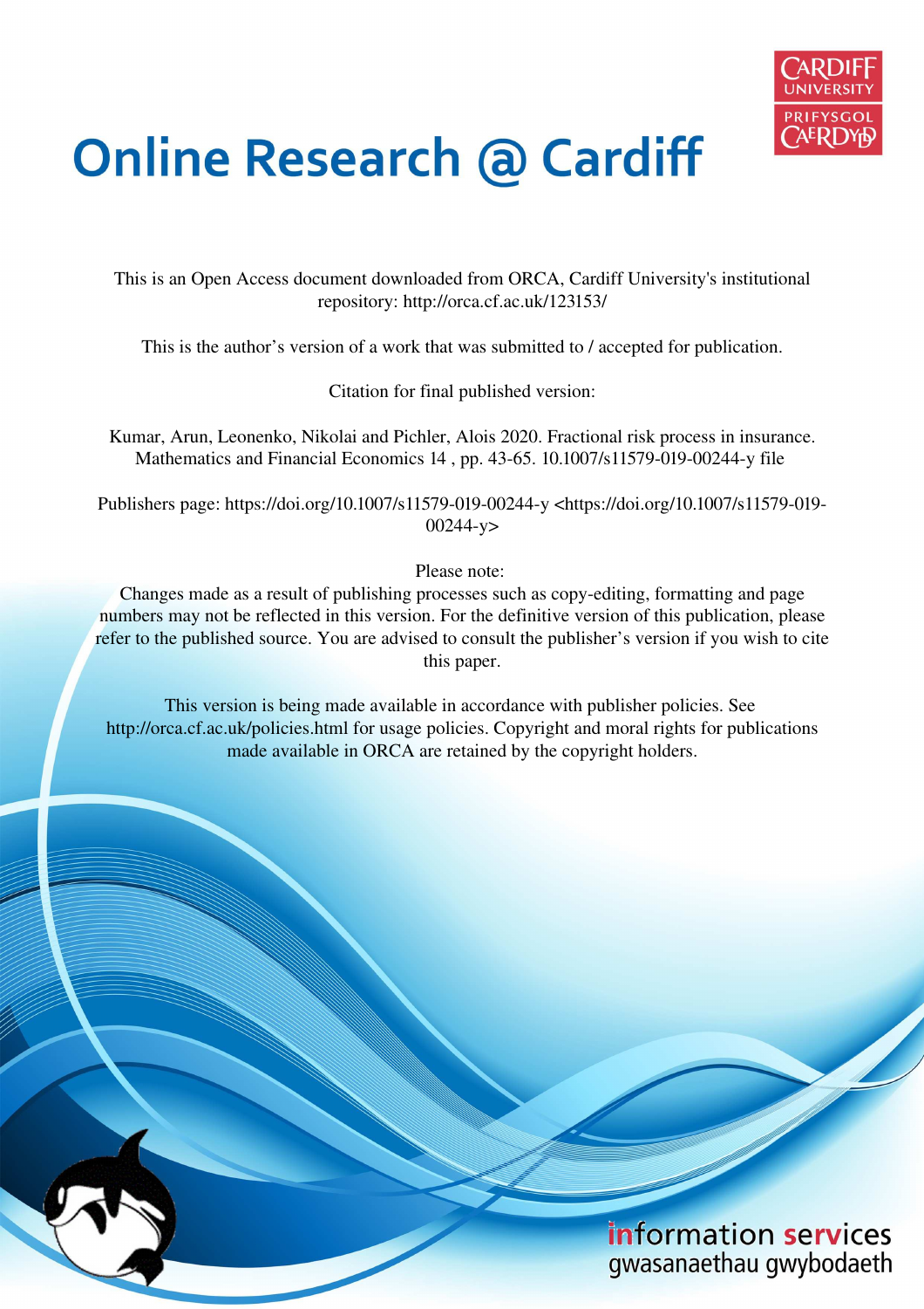# Online Research @ Cardiff

This is an Open Access document downloaded from ORCA, Cardiff University's institutional repository: http://orca.cf.ac.uk/123153/

This is the author's version of a work that was submitted to / accepted for publication.

Citation for final published version:

Kumar, Arun, Leonenko, Nikolai and Pichler, Alois 2020. Fractional risk process in insurance. Mathematics and Financial Economics 14 , pp. 43-65. 10.1007/s11579-019-00244-y file

Publishers page: https://doi.org/10.1007/s11579-019-00244-y <https://doi.org/10.1007/s11579-019-00244-y>

Please note:
Changes made as a result of publishing processes such as copy-editing, formatting and page numbers may not be reflected in this version. For the definitive version of this publication, please refer to the published source. You are advised to consult the publisher's version if you wish to cite this paper.

This version is being made available in accordance with publisher policies. See http://orca.cf.ac.uk/policies.html for usage policies. Copyright and moral rights for publications made available in ORCA are retained by the copyright holders.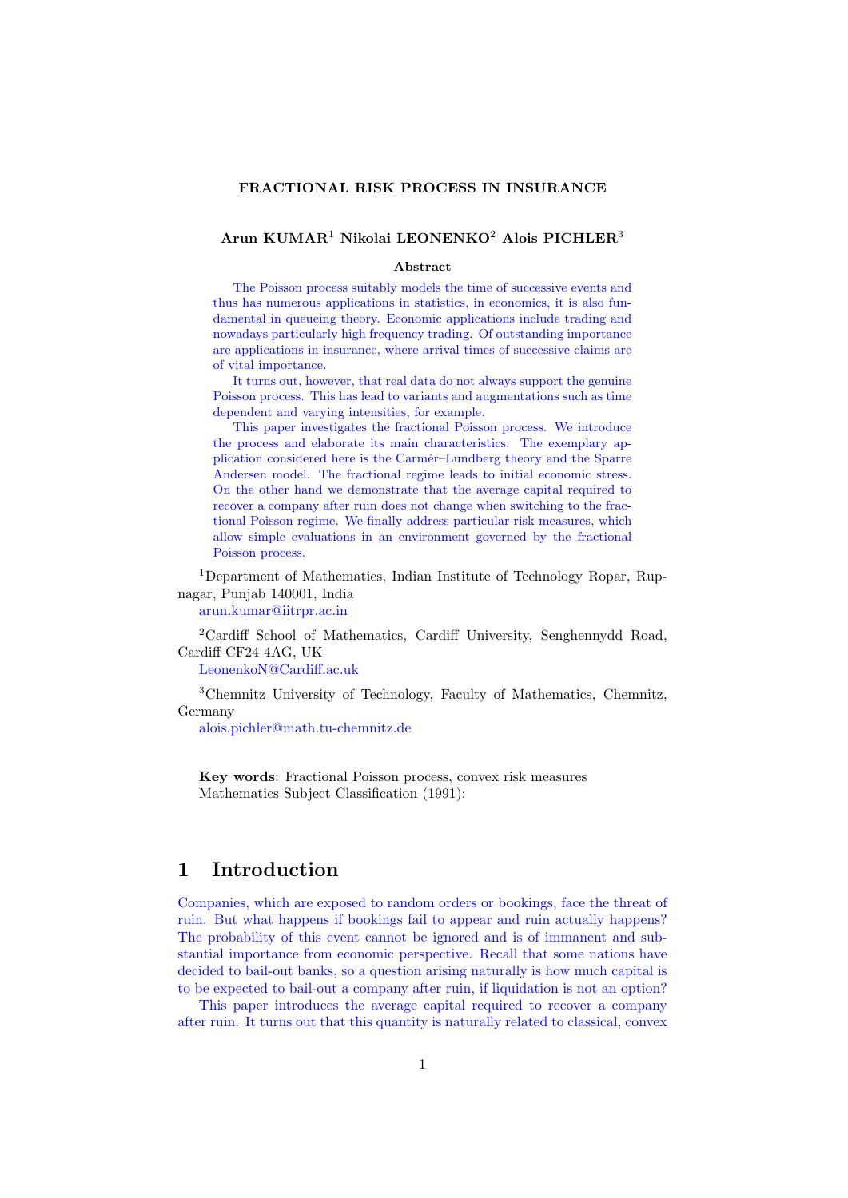**FRACTIONAL RISK PROCESS IN INSURANCE**

**Arun KUMAR**[1] **Nikolai LEONENKO**[2] **Alois PICHLER**[3]

**Abstract**

The Poisson process suitably models the time of successive events and thus has numerous applications in statistics, in economics, it is also fundamental in queueing theory. Economic applications include trading and nowadays particularly high frequency trading. Of outstanding importance are applications in insurance, where arrival times of successive claims are of vital importance.

It turns out, however, that real data do not always support the genuine Poisson process. This has lead to variants and augmentations such as time dependent and varying intensities, for example.

This paper investigates the fractional Poisson process. We introduce the process and elaborate its main characteristics. The exemplary application considered here is the Carmér–Lundberg theory and the Sparre Andersen model. The fractional regime leads to initial economic stress. On the other hand we demonstrate that the average capital required to recover a company after ruin does not change when switching to the fractional Poisson regime. We finally address particular risk measures, which allow simple evaluations in an environment governed by the fractional Poisson process.

[1]Department of Mathematics, Indian Institute of Technology Ropar, Rupnagar, Punjab 140001, India
arun.kumar@iitrpr.ac.in

[2]Cardiff School of Mathematics, Cardiff University, Senghennydd Road, Cardiff CF24 4AG, UK
LeonenkoN@Cardiff.ac.uk

[3]Chemnitz University of Technology, Faculty of Mathematics, Chemnitz, Germany
alois.pichler@math.tu-chemnitz.de

**Key words**: Fractional Poisson process, convex risk measures
Mathematics Subject Classification (1991):

# 1 Introduction

Companies, which are exposed to random orders or bookings, face the threat of ruin. But what happens if bookings fail to appear and ruin actually happens? The probability of this event cannot be ignored and is of immanent and substantial importance from economic perspective. Recall that some nations have decided to bail-out banks, so a question arising naturally is how much capital is to be expected to bail-out a company after ruin, if liquidation is not an option?

This paper introduces the average capital required to recover a company after ruin. It turns out that this quantity is naturally related to classical, convex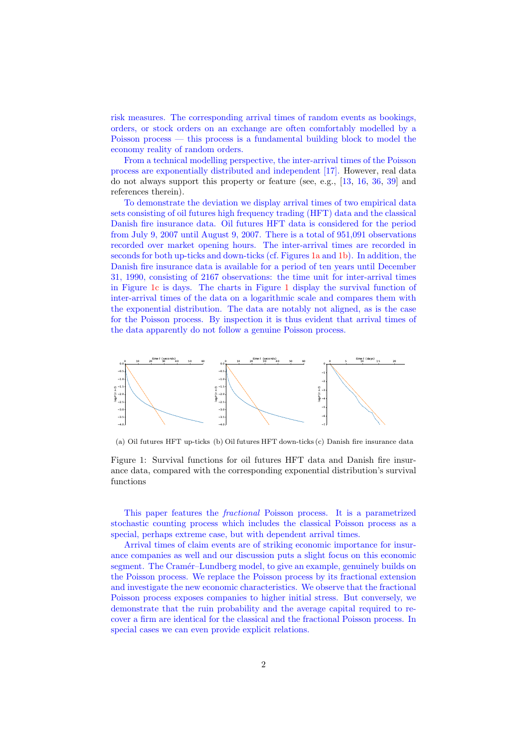risk measures. The corresponding arrival times of random events as bookings, orders, or stock orders on an exchange are often comfortably modelled by a Poisson process — this process is a fundamental building block to model the economy reality of random orders.

From a technical modelling perspective, the inter-arrival times of the Poisson process are exponentially distributed and independent [17]. However, real data do not always support this property or feature (see, e.g., [13, 16, 36, 39] and references therein).

To demonstrate the deviation we display arrival times of two empirical data sets consisting of oil futures high frequency trading (HFT) data and the classical Danish fire insurance data. Oil futures HFT data is considered for the period from July 9, 2007 until August 9, 2007. There is a total of 951,091 observations recorded over market opening hours. The inter-arrival times are recorded in seconds for both up-ticks and down-ticks (cf. Figures 1a and 1b). In addition, the Danish fire insurance data is available for a period of ten years until December 31, 1990, consisting of 2167 observations: the time unit for inter-arrival times in Figure 1c is days. The charts in Figure 1 display the survival function of inter-arrival times of the data on a logarithmic scale and compares them with the exponential distribution. The data are notably not aligned, as is the case for the Poisson process. By inspection it is thus evident that arrival times of the data apparently do not follow a genuine Poisson process.

(a) Oil futures HFT up-ticks (b) Oil futures HFT down-ticks (c) Danish fire insurance data

Figure 1: Survival functions for oil futures HFT data and Danish fire insurance data, compared with the corresponding exponential distribution's survival functions

This paper features the *fractional* Poisson process. It is a parametrized stochastic counting process which includes the classical Poisson process as a special, perhaps extreme case, but with dependent arrival times.

Arrival times of claim events are of striking economic importance for insurance companies as well and our discussion puts a slight focus on this economic segment. The Cramér–Lundberg model, to give an example, genuinely builds on the Poisson process. We replace the Poisson process by its fractional extension and investigate the new economic characteristics. We observe that the fractional Poisson process exposes companies to higher initial stress. But conversely, we demonstrate that the ruin probability and the average capital required to recover a firm are identical for the classical and the fractional Poisson process. In special cases we can even provide explicit relations.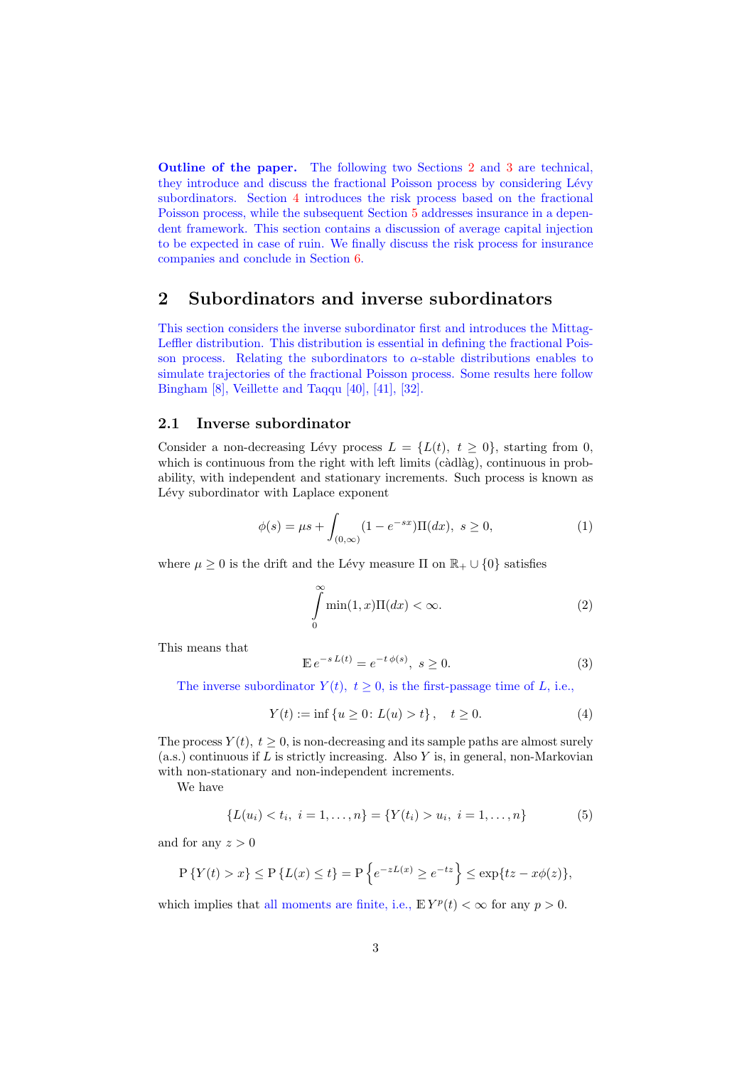**Outline of the paper.** The following two Sections 2 and 3 are technical, they introduce and discuss the fractional Poisson process by considering Lévy subordinators. Section 4 introduces the risk process based on the fractional Poisson process, while the subsequent Section 5 addresses insurance in a dependent framework. This section contains a discussion of average capital injection to be expected in case of ruin. We finally discuss the risk process for insurance companies and conclude in Section 6.

## 2 Subordinators and inverse subordinators

This section considers the inverse subordinator first and introduces the Mittag-Leffler distribution. This distribution is essential in defining the fractional Poisson process. Relating the subordinators to $\alpha$-stable distributions enables to simulate trajectories of the fractional Poisson process. Some results here follow Bingham [8], Veillette and Taqqu [40], [41], [32].

### 2.1 Inverse subordinator

Consider a non-decreasing Lévy process $L = \{L(t),\ t \geq 0\}$, starting from 0, which is continuous from the right with left limits (càdlàg), continuous in probability, with independent and stationary increments. Such process is known as Lévy subordinator with Laplace exponent

$$\phi(s) = \mu s + \int_{(0,\infty)} (1 - e^{-sx})\Pi(dx),\ \ s \geq 0, \tag{1}$$

where $\mu \geq 0$ is the drift and the Lévy measure $\Pi$ on $\mathbb{R}_+ \cup \{0\}$ satisfies

$$\int_0^\infty \min(1, x)\Pi(dx) < \infty. \tag{2}$$

This means that

$$\mathbb{E}\, e^{-s\,L(t)} = e^{-t\,\phi(s)},\ \ s \geq 0. \tag{3}$$

The inverse subordinator $Y(t),\ t \geq 0$, is the first-passage time of $L$, i.e.,

$$Y(t) := \inf\left\{u \geq 0\colon L(u) > t\right\}, \quad t \geq 0. \tag{4}$$

The process $Y(t),\ t \geq 0$, is non-decreasing and its sample paths are almost surely (a.s.) continuous if $L$ is strictly increasing. Also $Y$ is, in general, non-Markovian with non-stationary and non-independent increments.

We have

$$\{L(u_i) < t_i,\ i = 1, \ldots, n\} = \{Y(t_i) > u_i,\ i = 1, \ldots, n\} \tag{5}$$

and for any $z > 0$

$$\mathrm{P}\left\{Y(t) > x\right\} \leq \mathrm{P}\left\{L(x) \leq t\right\} = \mathrm{P}\left\{e^{-zL(x)} \geq e^{-tz}\right\} \leq \exp\{tz - x\phi(z)\},$$

which implies that all moments are finite, i.e., $\mathbb{E}\, Y^p(t) < \infty$ for any $p > 0$.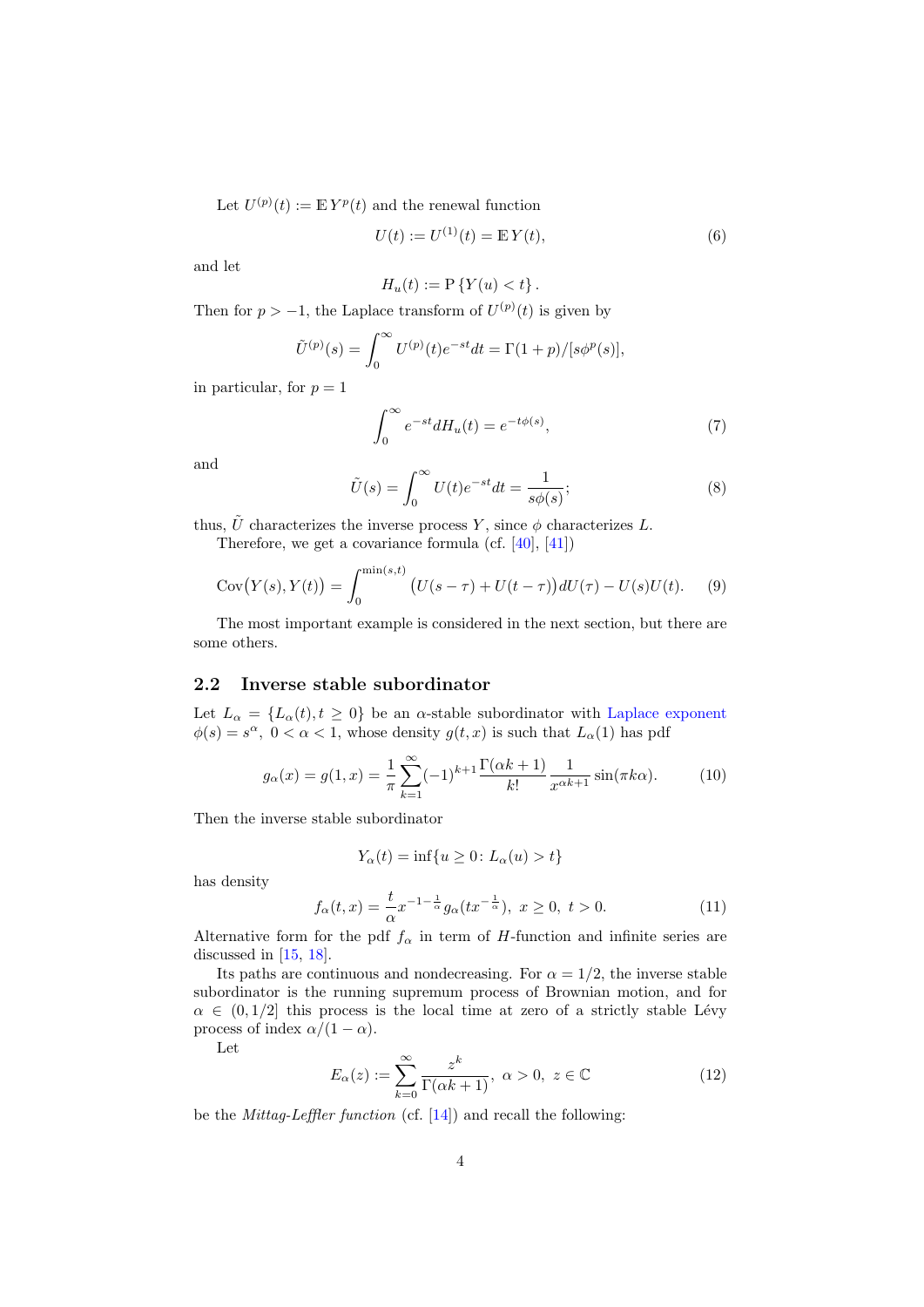Let $U^{(p)}(t) := \mathbb{E}\, Y^p(t)$ and the renewal function

$$U(t) := U^{(1)}(t) = \mathbb{E}\, Y(t), \tag{6}$$

and let

$$H_u(t) := \mathrm{P}\left\{Y(u) < t\right\}.$$

Then for $p > -1$, the Laplace transform of $U^{(p)}(t)$ is given by

$$\tilde{U}^{(p)}(s) = \int_0^\infty U^{(p)}(t) e^{-st} dt = \Gamma(1+p)/[s\phi^p(s)],$$

in particular, for $p = 1$

$$\int_0^\infty e^{-st} dH_u(t) = e^{-t\phi(s)}, \tag{7}$$

and

$$\tilde{U}(s) = \int_0^\infty U(t) e^{-st} dt = \frac{1}{s\phi(s)}; \tag{8}$$

thus, $\tilde{U}$ characterizes the inverse process $Y$, since $\phi$ characterizes $L$.

Therefore, we get a covariance formula (cf. [40], [41])

$$\mathrm{Cov}\big(Y(s), Y(t)\big) = \int_0^{\min(s,t)} \big(U(s-\tau) + U(t-\tau)\big) dU(\tau) - U(s)U(t). \tag{9}$$

The most important example is considered in the next section, but there are some others.

## 2.2 Inverse stable subordinator

Let $L_\alpha = \{L_\alpha(t), t \geq 0\}$ be an $\alpha$-stable subordinator with Laplace exponent $\phi(s) = s^\alpha,\ 0 < \alpha < 1$, whose density $g(t, x)$ is such that $L_\alpha(1)$ has pdf

$$g_\alpha(x) = g(1, x) = \frac{1}{\pi} \sum_{k=1}^\infty (-1)^{k+1} \frac{\Gamma(\alpha k + 1)}{k!} \frac{1}{x^{\alpha k + 1}} \sin(\pi k \alpha). \tag{10}$$

Then the inverse stable subordinator

$$Y_\alpha(t) = \inf\{u \geq 0 \colon L_\alpha(u) > t\}$$

has density

$$f_\alpha(t, x) = \frac{t}{\alpha} x^{-1-\frac{1}{\alpha}} g_\alpha(t x^{-\frac{1}{\alpha}}),\ x \geq 0,\ t > 0. \tag{11}$$

Alternative form for the pdf $f_\alpha$ in term of $H$-function and infinite series are discussed in [15, 18].

Its paths are continuous and nondecreasing. For $\alpha = 1/2$, the inverse stable subordinator is the running supremum process of Brownian motion, and for $\alpha \in (0, 1/2]$ this process is the local time at zero of a strictly stable Lévy process of index $\alpha/(1-\alpha)$.

Let

$$E_\alpha(z) := \sum_{k=0}^\infty \frac{z^k}{\Gamma(\alpha k + 1)},\ \alpha > 0,\ z \in \mathbb{C} \tag{12}$$

be the *Mittag-Leffler function* (cf. [14]) and recall the following: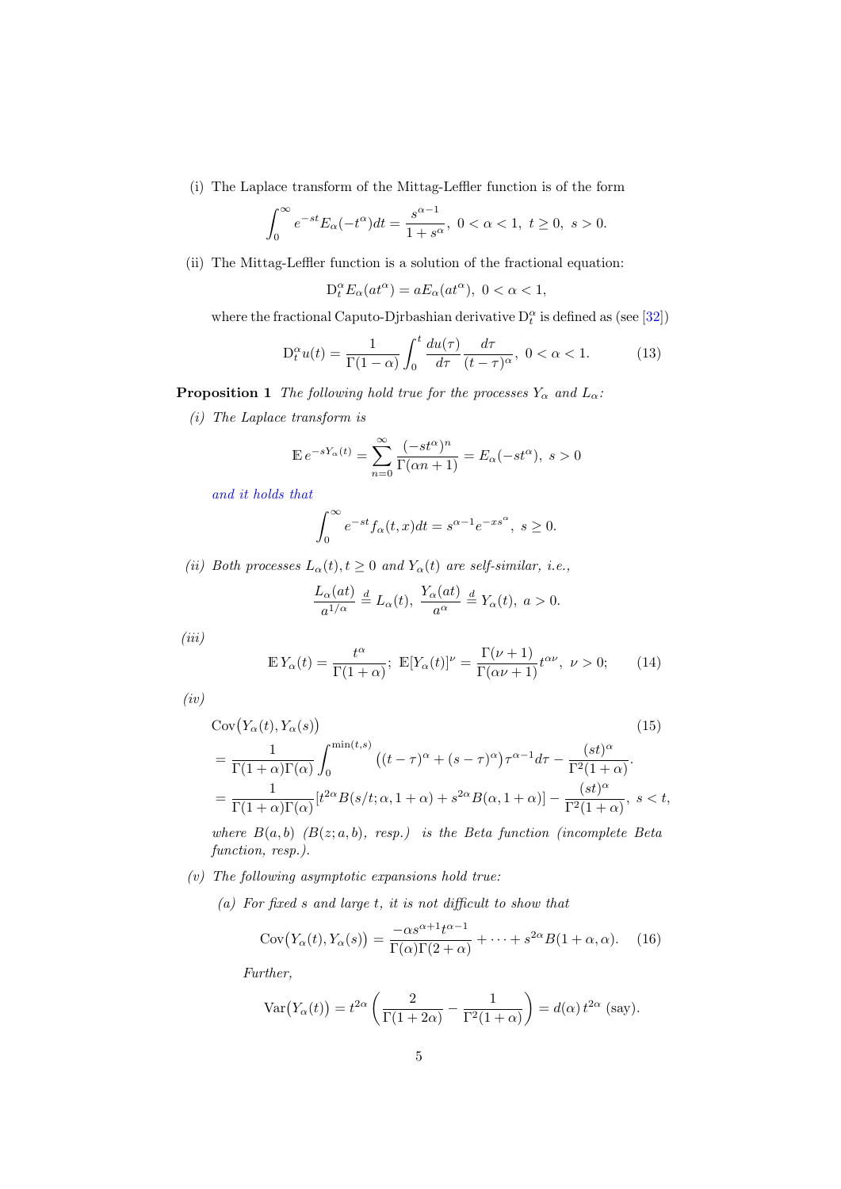(i) The Laplace transform of the Mittag-Leffler function is of the form

$$\int_0^\infty e^{-st} E_\alpha(-t^\alpha) dt = \frac{s^{\alpha-1}}{1+s^\alpha},\ 0<\alpha<1,\ t \geq 0,\ s>0.$$

(ii) The Mittag-Leffler function is a solution of the fractional equation:

$$\mathrm{D}_t^\alpha E_\alpha(at^\alpha) = aE_\alpha(at^\alpha),\ 0<\alpha<1,$$

where the fractional Caputo-Djrbashian derivative $\mathrm{D}_t^\alpha$ is defined as (see [32])

$$\mathrm{D}_t^\alpha u(t) = \frac{1}{\Gamma(1-\alpha)} \int_0^t \frac{du(\tau)}{d\tau} \frac{d\tau}{(t-\tau)^\alpha},\ 0<\alpha<1. \tag{13}$$

**Proposition 1** *The following hold true for the processes $Y_\alpha$ and $L_\alpha$:*

*(i) The Laplace transform is*

$$\mathbb{E}\, e^{-sY_\alpha(t)} = \sum_{n=0}^\infty \frac{(-st^\alpha)^n}{\Gamma(\alpha n+1)} = E_\alpha(-st^\alpha),\ s>0$$

*and it holds that*

$$\int_0^\infty e^{-st} f_\alpha(t,x) dt = s^{\alpha-1} e^{-xs^\alpha},\ s \geq 0.$$

*(ii) Both processes $L_\alpha(t), t \geq 0$ and $Y_\alpha(t)$ are self-similar, i.e.,*

$$\frac{L_\alpha(at)}{a^{1/\alpha}} \stackrel{d}{=} L_\alpha(t),\ \frac{Y_\alpha(at)}{a^\alpha} \stackrel{d}{=} Y_\alpha(t),\ a>0.$$

*(iii)*

$$\mathbb{E}\, Y_\alpha(t) = \frac{t^\alpha}{\Gamma(1+\alpha)};\ \mathbb{E}[Y_\alpha(t)]^\nu = \frac{\Gamma(\nu+1)}{\Gamma(\alpha\nu+1)} t^{\alpha\nu},\ \nu>0; \tag{14}$$

*(iv)*

$$\begin{aligned}
&\mathrm{Cov}\big(Y_\alpha(t), Y_\alpha(s)\big) \qquad (15)\\
&= \frac{1}{\Gamma(1+\alpha)\Gamma(\alpha)} \int_0^{\min(t,s)} \big((t-\tau)^\alpha + (s-\tau)^\alpha\big) \tau^{\alpha-1} d\tau - \frac{(st)^\alpha}{\Gamma^2(1+\alpha)}.\\
&= \frac{1}{\Gamma(1+\alpha)\Gamma(\alpha)} [t^{2\alpha} B(s/t;\alpha,1+\alpha) + s^{2\alpha} B(\alpha,1+\alpha)] - \frac{(st)^\alpha}{\Gamma^2(1+\alpha)},\ s<t,
\end{aligned}$$

*where $B(a,b)$ ($B(z;a,b)$, resp.) is the Beta function (incomplete Beta function, resp.).*

*(v) The following asymptotic expansions hold true:*

*(a) For fixed $s$ and large $t$, it is not difficult to show that*

$$\mathrm{Cov}\big(Y_\alpha(t), Y_\alpha(s)\big) = \frac{-\alpha s^{\alpha+1} t^{\alpha-1}}{\Gamma(\alpha)\Gamma(2+\alpha)} + \cdots + s^{2\alpha} B(1+\alpha,\alpha). \tag{16}$$

*Further,*

$$\mathrm{Var}\big(Y_\alpha(t)\big) = t^{2\alpha} \left( \frac{2}{\Gamma(1+2\alpha)} - \frac{1}{\Gamma^2(1+\alpha)} \right) = d(\alpha)\, t^{2\alpha}\ \text{(say)}.$$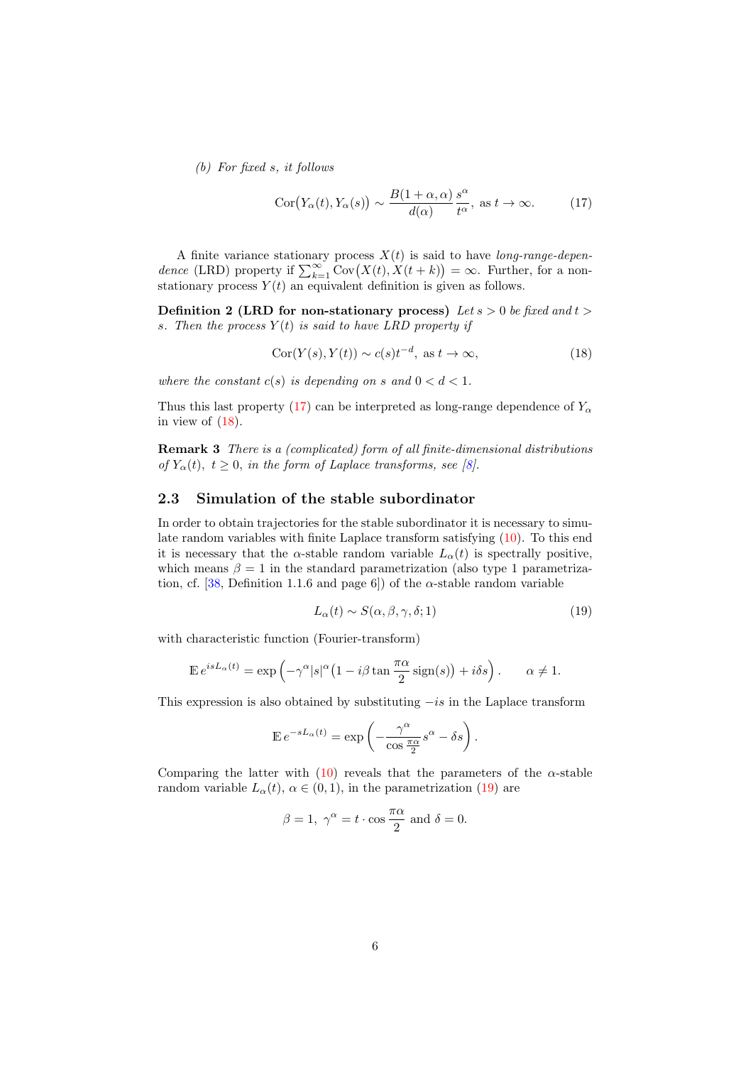*(b) For fixed s, it follows*

$$\operatorname{Cor}\big(Y_\alpha(t), Y_\alpha(s)\big) \sim \frac{B(1+\alpha,\alpha)}{d(\alpha)} \frac{s^\alpha}{t^\alpha}, \text{ as } t \to \infty. \tag{17}$$

A finite variance stationary process $X(t)$ is said to have *long-range-dependence* (LRD) property if $\sum_{k=1}^{\infty} \operatorname{Cov}\big(X(t), X(t+k)\big) = \infty$. Further, for a non-stationary process $Y(t)$ an equivalent definition is given as follows.

**Definition 2 (LRD for non-stationary process)** *Let $s > 0$ be fixed and $t > s$. Then the process $Y(t)$ is said to have LRD property if*

$$\operatorname{Cor}(Y(s), Y(t)) \sim c(s) t^{-d}, \text{ as } t \to \infty, \tag{18}$$

*where the constant $c(s)$ is depending on $s$ and $0 < d < 1$.*

Thus this last property (17) can be interpreted as long-range dependence of $Y_\alpha$ in view of (18).

**Remark 3** *There is a (complicated) form of all finite-dimensional distributions of $Y_\alpha(t)$, $t \geq 0$, in the form of Laplace transforms, see [8].*

## 2.3 Simulation of the stable subordinator

In order to obtain trajectories for the stable subordinator it is necessary to simulate random variables with finite Laplace transform satisfying (10). To this end it is necessary that the $\alpha$-stable random variable $L_\alpha(t)$ is spectrally positive, which means $\beta = 1$ in the standard parametrization (also type 1 parametrization, cf. [38, Definition 1.1.6 and page 6]) of the $\alpha$-stable random variable

$$L_\alpha(t) \sim S(\alpha, \beta, \gamma, \delta; 1) \tag{19}$$

with characteristic function (Fourier-transform)

$$\mathbb{E}\, e^{isL_\alpha(t)} = \exp\left(-\gamma^\alpha |s|^\alpha \big(1 - i\beta \tan\frac{\pi\alpha}{2} \operatorname{sign}(s)\big) + i\delta s\right). \qquad \alpha \neq 1.$$

This expression is also obtained by substituting $-is$ in the Laplace transform

$$\mathbb{E}\, e^{-sL_\alpha(t)} = \exp\left(-\frac{\gamma^\alpha}{\cos\frac{\pi\alpha}{2}} s^\alpha - \delta s\right).$$

Comparing the latter with (10) reveals that the parameters of the $\alpha$-stable random variable $L_\alpha(t)$, $\alpha \in (0,1)$, in the parametrization (19) are

$$\beta = 1,\ \gamma^\alpha = t \cdot \cos\frac{\pi\alpha}{2} \text{ and } \delta = 0.$$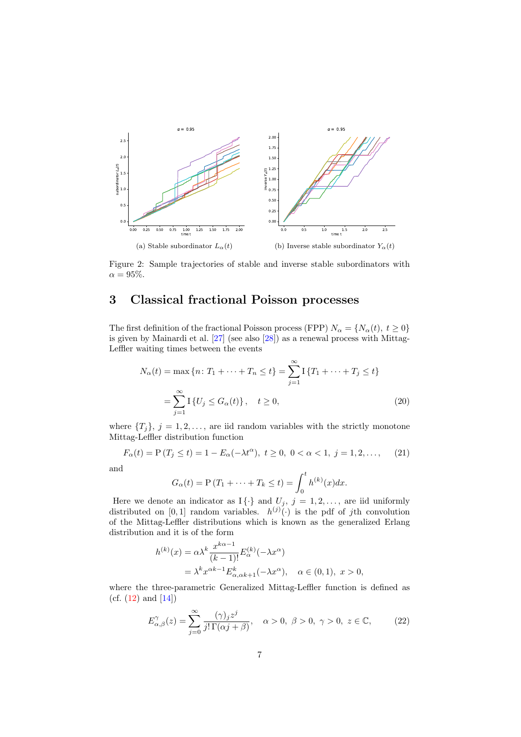(a) Stable subordinator $L_\alpha(t)$

(b) Inverse stable subordinator $Y_\alpha(t)$

Figure 2: Sample trajectories of stable and inverse stable subordinators with $\alpha = 95\%$.

## 3 Classical fractional Poisson processes

The first definition of the fractional Poisson process (FPP) $N_\alpha = \{N_\alpha(t),\ t \geq 0\}$ is given by Mainardi et al. [27] (see also [28]) as a renewal process with Mittag-Leffler waiting times between the events

$$
\begin{aligned}
N_\alpha(t) &= \max\{n\colon T_1 + \cdots + T_n \leq t\} = \sum_{j=1}^{\infty} \mathrm{I}\{T_1 + \cdots + T_j \leq t\} \\
&= \sum_{j=1}^{\infty} \mathrm{I}\{U_j \leq G_\alpha(t)\}, \quad t \geq 0,
\end{aligned} \tag{20}
$$

where $\{T_j\}$, $j = 1, 2, \ldots$, are iid random variables with the strictly monotone Mittag-Leffler distribution function

$$
F_\alpha(t) = \mathrm{P}(T_j \leq t) = 1 - E_\alpha(-\lambda t^\alpha),\ t \geq 0,\ 0 < \alpha < 1,\ j = 1, 2, \ldots, \tag{21}
$$

and

$$
G_\alpha(t) = \mathrm{P}(T_1 + \cdots + T_k \leq t) = \int_0^t h^{(k)}(x)dx.
$$

Here we denote an indicator as $\mathrm{I}\{\cdot\}$ and $U_j$, $j = 1, 2, \ldots$, are iid uniformly distributed on $[0,1]$ random variables. $h^{(j)}(\cdot)$ is the pdf of $j$th convolution of the Mittag-Leffler distributions which is known as the generalized Erlang distribution and it is of the form

$$
\begin{aligned}
h^{(k)}(x) &= \alpha\lambda^k \frac{x^{k\alpha-1}}{(k-1)!} E_\alpha^{(k)}(-\lambda x^\alpha) \\
&= \lambda^k x^{\alpha k-1} E_{\alpha,\alpha k+1}^{k}(-\lambda x^\alpha), \quad \alpha \in (0,1),\ x > 0,
\end{aligned}
$$

where the three-parametric Generalized Mittag-Leffler function is defined as (cf. (12) and [14])

$$
E_{\alpha,\beta}^{\gamma}(z) = \sum_{j=0}^{\infty} \frac{(\gamma)_j z^j}{j!\,\Gamma(\alpha j + \beta)}, \quad \alpha > 0,\ \beta > 0,\ \gamma > 0,\ z \in \mathbb{C}, \tag{22}
$$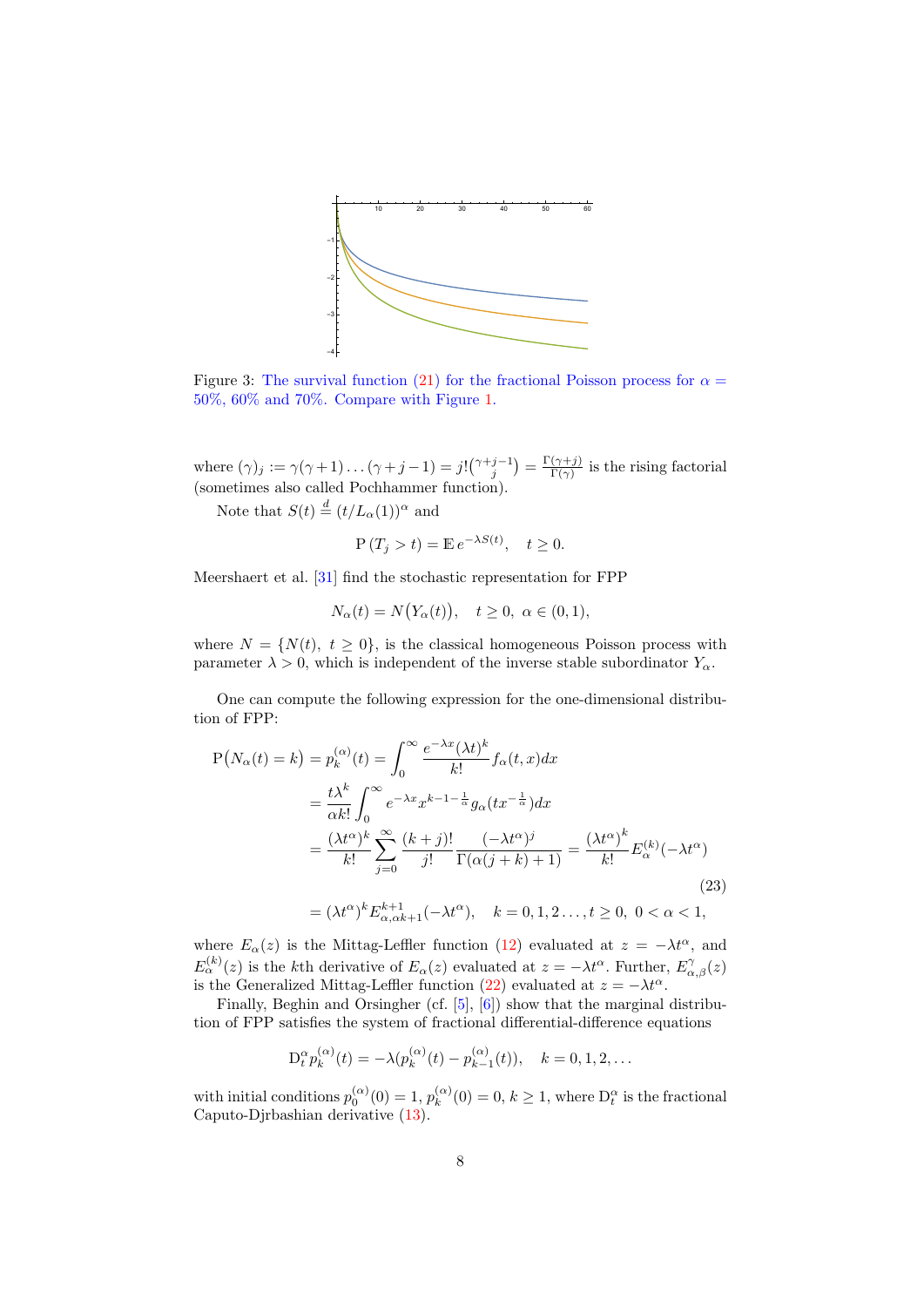Figure 3: The survival function (21) for the fractional Poisson process for $\alpha = 50\%$, $60\%$ and $70\%$. Compare with Figure 1.

where $(\gamma)_j := \gamma(\gamma+1)\dots(\gamma+j-1) = j!\binom{\gamma+j-1}{j} = \frac{\Gamma(\gamma+j)}{\Gamma(\gamma)}$ is the rising factorial (sometimes also called Pochhammer function).

Note that $S(t) \stackrel{d}{=} (t/L_\alpha(1))^\alpha$ and

$$\mathrm{P}\left(T_j > t\right) = \mathbb{E}\, e^{-\lambda S(t)}, \quad t \geq 0.$$

Meershaert et al. [31] find the stochastic representation for FPP

$$N_\alpha(t) = N\big(Y_\alpha(t)\big), \quad t \geq 0,\ \alpha \in (0,1),$$

where $N = \{N(t),\ t \geq 0\}$, is the classical homogeneous Poisson process with parameter $\lambda > 0$, which is independent of the inverse stable subordinator $Y_\alpha$.

One can compute the following expression for the one-dimensional distribution of FPP:

$$\begin{aligned}
\mathrm{P}\big(N_\alpha(t) = k\big) = p_k^{(\alpha)}(t) &= \int_0^\infty \frac{e^{-\lambda x}(\lambda t)^k}{k!} f_\alpha(t,x)dx \\
&= \frac{t\lambda^k}{\alpha k!}\int_0^\infty e^{-\lambda x} x^{k-1-\frac{1}{\alpha}} g_\alpha(tx^{-\frac{1}{\alpha}})dx \\
&= \frac{(\lambda t^\alpha)^k}{k!}\sum_{j=0}^\infty \frac{(k+j)!}{j!}\frac{(-\lambda t^\alpha)^j}{\Gamma(\alpha(j+k)+1)} = \frac{(\lambda t^\alpha)^k}{k!} E_\alpha^{(k)}(-\lambda t^\alpha) \\
&= (\lambda t^\alpha)^k E_{\alpha,\alpha k+1}^{k+1}(-\lambda t^\alpha), \quad k = 0,1,2\dots, t \geq 0,\ 0 < \alpha < 1,
\end{aligned} \tag{23}$$

where $E_\alpha(z)$ is the Mittag-Leffler function (12) evaluated at $z = -\lambda t^\alpha$, and $E_\alpha^{(k)}(z)$ is the $k$th derivative of $E_\alpha(z)$ evaluated at $z = -\lambda t^\alpha$. Further, $E_{\alpha,\beta}^{\gamma}(z)$ is the Generalized Mittag-Leffler function (22) evaluated at $z = -\lambda t^\alpha$.

Finally, Beghin and Orsingher (cf. [5], [6]) show that the marginal distribution of FPP satisfies the system of fractional differential-difference equations

$$\mathrm{D}_t^\alpha p_k^{(\alpha)}(t) = -\lambda(p_k^{(\alpha)}(t) - p_{k-1}^{(\alpha)}(t)), \quad k = 0,1,2,\dots$$

with initial conditions $p_0^{(\alpha)}(0) = 1$, $p_k^{(\alpha)}(0) = 0$, $k \geq 1$, where $\mathrm{D}_t^\alpha$ is the fractional Caputo-Djrbashian derivative (13).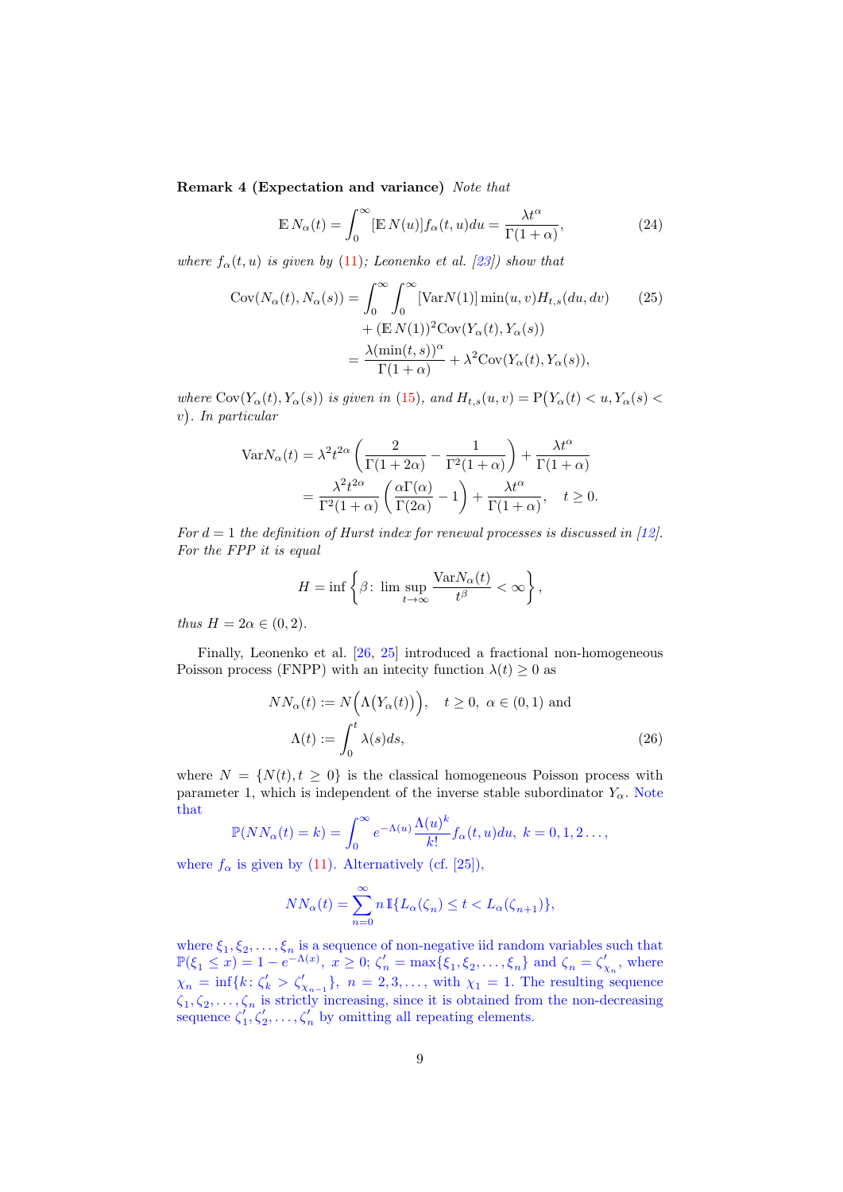**Remark 4 (Expectation and variance)** *Note that*

$$\mathbb{E}\, N_\alpha(t) = \int_0^\infty [\mathbb{E}\, N(u)] f_\alpha(t,u)du = \frac{\lambda t^\alpha}{\Gamma(1+\alpha)}, \tag{24}$$

*where $f_\alpha(t,u)$ is given by (11); Leonenko et al. [23]) show that*

$$\begin{aligned}\mathrm{Cov}(N_\alpha(t), N_\alpha(s)) &= \int_0^\infty \int_0^\infty [\mathrm{Var} N(1)] \min(u,v) H_{t,s}(du,dv) \\ &\quad + (\mathbb{E}\, N(1))^2 \mathrm{Cov}(Y_\alpha(t), Y_\alpha(s)) \\ &= \frac{\lambda(\min(t,s))^\alpha}{\Gamma(1+\alpha)} + \lambda^2 \mathrm{Cov}(Y_\alpha(t), Y_\alpha(s)),\end{aligned} \tag{25}$$

*where $\mathrm{Cov}(Y_\alpha(t), Y_\alpha(s))$ is given in (15), and $H_{t,s}(u,v) = \mathrm{P}\big(Y_\alpha(t) < u, Y_\alpha(s) < v\big)$. In particular*

$$\begin{aligned}\mathrm{Var} N_\alpha(t) &= \lambda^2 t^{2\alpha}\left(\frac{2}{\Gamma(1+2\alpha)} - \frac{1}{\Gamma^2(1+\alpha)}\right) + \frac{\lambda t^\alpha}{\Gamma(1+\alpha)} \\ &= \frac{\lambda^2 t^{2\alpha}}{\Gamma^2(1+\alpha)}\left(\frac{\alpha\Gamma(\alpha)}{\Gamma(2\alpha)} - 1\right) + \frac{\lambda t^\alpha}{\Gamma(1+\alpha)}, \quad t \geq 0.\end{aligned}$$

*For $d=1$ the definition of Hurst index for renewal processes is discussed in [12]. For the FPP it is equal*

$$H = \inf\left\{\beta\colon \limsup_{t\to\infty} \frac{\mathrm{Var} N_\alpha(t)}{t^\beta} < \infty\right\},$$

*thus $H = 2\alpha \in (0,2)$.*

Finally, Leonenko et al. [26, 25] introduced a fractional non-homogeneous Poisson process (FNPP) with an intecity function $\lambda(t) \geq 0$ as

$$\begin{aligned} NN_\alpha(t) &:= N\Big(\Lambda\big(Y_\alpha(t)\big)\Big), \quad t \geq 0,\ \alpha \in (0,1) \text{ and} \\ \Lambda(t) &:= \int_0^t \lambda(s)ds, \end{aligned} \tag{26}$$

where $N = \{N(t), t \geq 0\}$ is the classical homogeneous Poisson process with parameter 1, which is independent of the inverse stable subordinator $Y_\alpha$. Note that

$$\mathbb{P}(NN_\alpha(t) = k) = \int_0^\infty e^{-\Lambda(u)} \frac{\Lambda(u)^k}{k!} f_\alpha(t,u)du,\ k = 0,1,2\ldots,$$

where $f_\alpha$ is given by (11). Alternatively (cf. [25]),

$$NN_\alpha(t) = \sum_{n=0}^\infty n\, \mathbb{I}\{L_\alpha(\zeta_n) \leq t < L_\alpha(\zeta_{n+1})\},$$

where $\xi_1, \xi_2, \ldots, \xi_n$ is a sequence of non-negative iid random variables such that $\mathbb{P}(\xi_1 \leq x) = 1 - e^{-\Lambda(x)},\ x \geq 0$; $\zeta_n' = \max\{\xi_1, \xi_2, \ldots, \xi_n\}$ and $\zeta_n = \zeta'_{\chi_n}$, where $\chi_n = \inf\{k\colon \zeta_k' > \zeta'_{\chi_{n-1}}\},\ n = 2,3,\ldots,$ with $\chi_1 = 1$. The resulting sequence $\zeta_1, \zeta_2, \ldots, \zeta_n$ is strictly increasing, since it is obtained from the non-decreasing sequence $\zeta_1', \zeta_2', \ldots, \zeta_n'$ by omitting all repeating elements.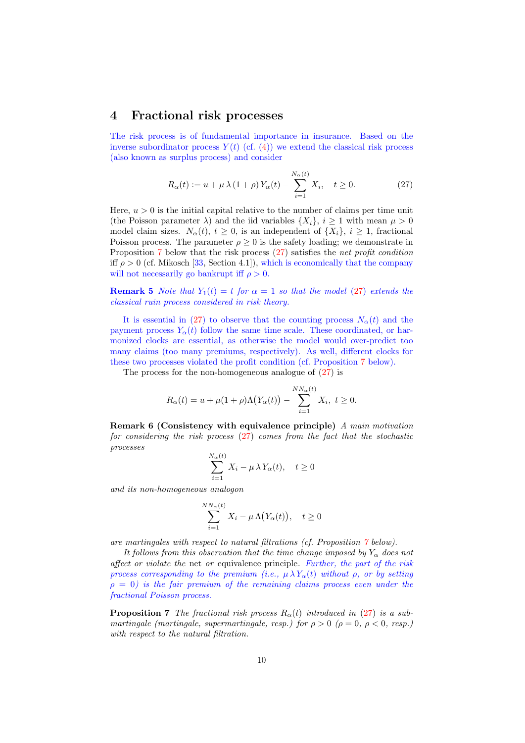# 4 Fractional risk processes

The risk process is of fundamental importance in insurance. Based on the inverse subordinator process $Y(t)$ (cf. (4)) we extend the classical risk process (also known as surplus process) and consider

$$R_\alpha(t) := u + \mu\,\lambda\,(1+\rho)\,Y_\alpha(t) - \sum_{i=1}^{N_\alpha(t)} X_i, \quad t \geq 0. \tag{27}$$

Here, $u > 0$ is the initial capital relative to the number of claims per time unit (the Poisson parameter $\lambda$) and the iid variables $\{X_i\}$, $i \geq 1$ with mean $\mu > 0$ model claim sizes. $N_\alpha(t)$, $t \geq 0$, is an independent of $\{X_i\}$, $i \geq 1$, fractional Poisson process. The parameter $\rho \geq 0$ is the safety loading; we demonstrate in Proposition 7 below that the risk process (27) satisfies the *net profit condition* iff $\rho > 0$ (cf. Mikosch [33, Section 4.1]), which is economically that the company will not necessarily go bankrupt iff $\rho > 0$.

**Remark 5** *Note that $Y_1(t) = t$ for $\alpha = 1$ so that the model (27) extends the classical ruin process considered in risk theory.*

It is essential in (27) to observe that the counting process $N_\alpha(t)$ and the payment process $Y_\alpha(t)$ follow the same time scale. These coordinated, or harmonized clocks are essential, as otherwise the model would over-predict too many claims (too many premiums, respectively). As well, different clocks for these two processes violated the profit condition (cf. Proposition 7 below).

The process for the non-homogeneous analogue of (27) is

$$R_\alpha(t) = u + \mu(1+\rho)\Lambda\big(Y_\alpha(t)\big) - \sum_{i=1}^{NN_\alpha(t)} X_i,\ t \geq 0.$$

**Remark 6 (Consistency with equivalence principle)** *A main motivation for considering the risk process (27) comes from the fact that the stochastic processes*

$$\sum_{i=1}^{N_\alpha(t)} X_i - \mu\,\lambda\,Y_\alpha(t), \quad t \geq 0$$

*and its non-homogeneous analogon*

$$\sum_{i=1}^{NN_\alpha(t)} X_i - \mu\,\Lambda\big(Y_\alpha(t)\big), \quad t \geq 0$$

*are martingales with respect to natural filtrations (cf. Proposition 7 below).*

*It follows from this observation that the time change imposed by $Y_\alpha$ does not affect or violate the* net *or* equivalence principle. *Further, the part of the risk process corresponding to the premium (i.e., $\mu\,\lambda\,Y_\alpha(t)$ without $\rho$, or by setting $\rho = 0$) is the fair premium of the remaining claims process even under the fractional Poisson process.*

**Proposition 7** *The fractional risk process $R_\alpha(t)$ introduced in (27) is a sub-martingale (martingale, supermartingale, resp.) for $\rho > 0$ ($\rho = 0$, $\rho < 0$, resp.) with respect to the natural filtration.*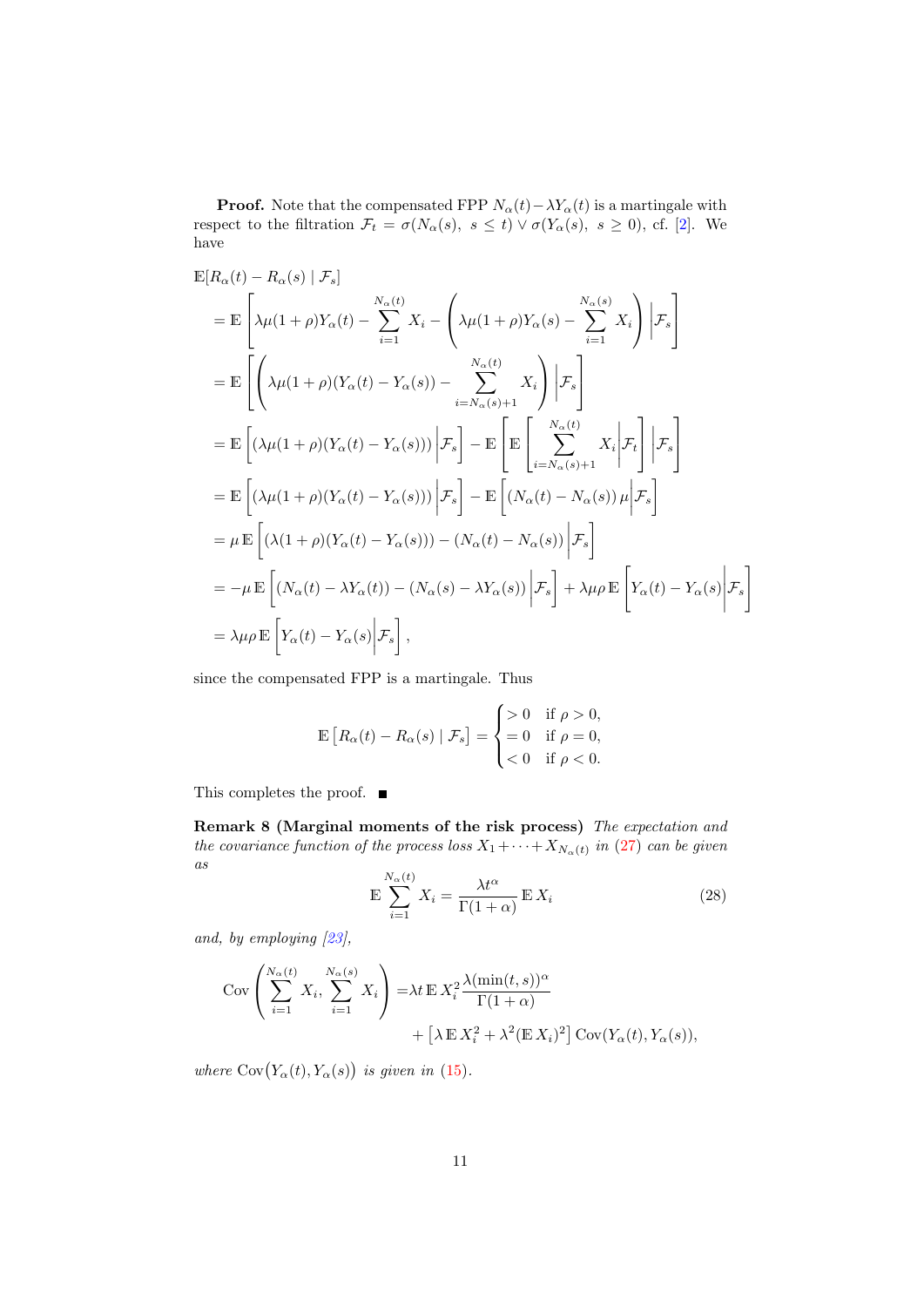**Proof.** Note that the compensated FPP $N_\alpha(t) - \lambda Y_\alpha(t)$ is a martingale with respect to the filtration $\mathcal{F}_t = \sigma(N_\alpha(s),\ s \le t) \vee \sigma(Y_\alpha(s),\ s \ge 0)$, cf. [2]. We have

$$
\begin{aligned}
&\mathbb{E}[R_\alpha(t) - R_\alpha(s) \mid \mathcal{F}_s] \\
&= \mathbb{E}\left[\lambda\mu(1+\rho)Y_\alpha(t) - \sum_{i=1}^{N_\alpha(t)} X_i - \left(\lambda\mu(1+\rho)Y_\alpha(s) - \sum_{i=1}^{N_\alpha(s)} X_i\right) \middle| \mathcal{F}_s\right] \\
&= \mathbb{E}\left[\left(\lambda\mu(1+\rho)(Y_\alpha(t) - Y_\alpha(s)) - \sum_{i=N_\alpha(s)+1}^{N_\alpha(t)} X_i\right) \middle| \mathcal{F}_s\right] \\
&= \mathbb{E}\left[(\lambda\mu(1+\rho)(Y_\alpha(t) - Y_\alpha(s))) \middle| \mathcal{F}_s\right] - \mathbb{E}\left[\mathbb{E}\left[\sum_{i=N_\alpha(s)+1}^{N_\alpha(t)} X_i \middle| \mathcal{F}_t\right] \middle| \mathcal{F}_s\right] \\
&= \mathbb{E}\left[(\lambda\mu(1+\rho)(Y_\alpha(t) - Y_\alpha(s))) \middle| \mathcal{F}_s\right] - \mathbb{E}\left[(N_\alpha(t) - N_\alpha(s))\,\mu \middle| \mathcal{F}_s\right] \\
&= \mu\,\mathbb{E}\left[(\lambda(1+\rho)(Y_\alpha(t) - Y_\alpha(s))) - (N_\alpha(t) - N_\alpha(s)) \middle| \mathcal{F}_s\right] \\
&= -\mu\,\mathbb{E}\left[(N_\alpha(t) - \lambda Y_\alpha(t)) - (N_\alpha(s) - \lambda Y_\alpha(s)) \middle| \mathcal{F}_s\right] + \lambda\mu\rho\,\mathbb{E}\left[Y_\alpha(t) - Y_\alpha(s) \middle| \mathcal{F}_s\right] \\
&= \lambda\mu\rho\,\mathbb{E}\left[Y_\alpha(t) - Y_\alpha(s) \middle| \mathcal{F}_s\right],
\end{aligned}
$$

since the compensated FPP is a martingale. Thus

$$
\mathbb{E}\left[R_\alpha(t) - R_\alpha(s) \mid \mathcal{F}_s\right] = \begin{cases} > 0 & \text{if } \rho > 0, \\ = 0 & \text{if } \rho = 0, \\ < 0 & \text{if } \rho < 0. \end{cases}
$$

This completes the proof. ■

**Remark 8 (Marginal moments of the risk process)** *The expectation and the covariance function of the process loss $X_1 + \cdots + X_{N_\alpha(t)}$ in (27) can be given as*

$$
\mathbb{E}\sum_{i=1}^{N_\alpha(t)} X_i = \frac{\lambda t^\alpha}{\Gamma(1+\alpha)}\,\mathbb{E}\,X_i \tag{28}
$$

*and, by employing [23],*

$$
\begin{aligned}
\operatorname{Cov}\left(\sum_{i=1}^{N_\alpha(t)} X_i,\ \sum_{i=1}^{N_\alpha(s)} X_i\right) =& \lambda t\,\mathbb{E}\,X_i^2 \frac{\lambda(\min(t,s))^\alpha}{\Gamma(1+\alpha)} \\
&+ \left[\lambda\,\mathbb{E}\,X_i^2 + \lambda^2(\mathbb{E}\,X_i)^2\right]\operatorname{Cov}(Y_\alpha(t), Y_\alpha(s)),
\end{aligned}
$$

*where $\operatorname{Cov}(Y_\alpha(t), Y_\alpha(s))$ is given in (15).*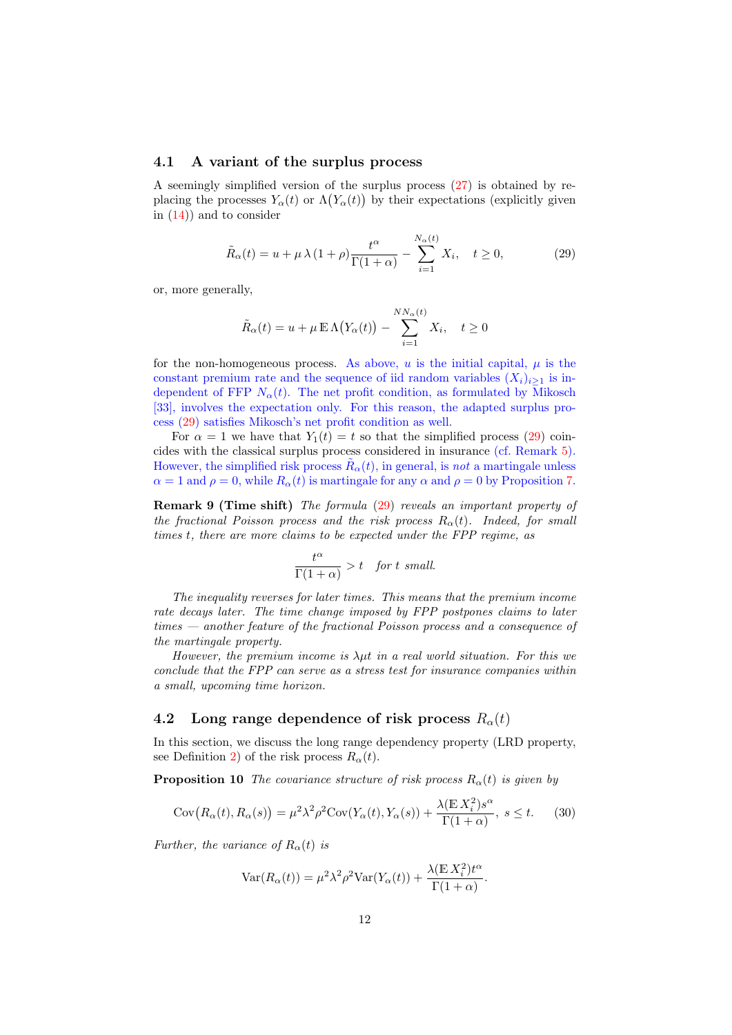### 4.1 A variant of the surplus process

A seemingly simplified version of the surplus process (27) is obtained by replacing the processes $Y_\alpha(t)$ or $\Lambda\big(Y_\alpha(t)\big)$ by their expectations (explicitly given in (14)) and to consider

$$\tilde{R}_\alpha(t) = u + \mu\,\lambda\,(1+\rho)\frac{t^\alpha}{\Gamma(1+\alpha)} - \sum_{i=1}^{N_\alpha(t)} X_i, \quad t \geq 0, \tag{29}$$

or, more generally,

$$\tilde{R}_\alpha(t) = u + \mu\,\mathbb{E}\,\Lambda\big(Y_\alpha(t)\big) - \sum_{i=1}^{NN_\alpha(t)} X_i, \quad t \geq 0$$

for the non-homogeneous process. As above, $u$ is the initial capital, $\mu$ is the constant premium rate and the sequence of iid random variables $(X_i)_{i\geq 1}$ is independent of FFP $N_\alpha(t)$. The net profit condition, as formulated by Mikosch [33], involves the expectation only. For this reason, the adapted surplus process (29) satisfies Mikosch's net profit condition as well.

For $\alpha = 1$ we have that $Y_1(t) = t$ so that the simplified process (29) coincides with the classical surplus process considered in insurance (cf. Remark 5). However, the simplified risk process $\tilde{R}_\alpha(t)$, in general, is *not* a martingale unless $\alpha = 1$ and $\rho = 0$, while $R_\alpha(t)$ is martingale for any $\alpha$ and $\rho = 0$ by Proposition 7.

**Remark 9 (Time shift)** *The formula (29) reveals an important property of the fractional Poisson process and the risk process $R_\alpha(t)$. Indeed, for small times $t$, there are more claims to be expected under the FPP regime, as*

$$\frac{t^\alpha}{\Gamma(1+\alpha)} > t \quad \textit{for } t \textit{ small.}$$

*The inequality reverses for later times. This means that the premium income rate decays later. The time change imposed by FPP postpones claims to later times — another feature of the fractional Poisson process and a consequence of the martingale property.*

*However, the premium income is $\lambda\mu t$ in a real world situation. For this we conclude that the FPP can serve as a stress test for insurance companies within a small, upcoming time horizon.*

### 4.2 Long range dependence of risk process $R_\alpha(t)$

In this section, we discuss the long range dependency property (LRD property, see Definition 2) of the risk process $R_\alpha(t)$.

**Proposition 10** *The covariance structure of risk process $R_\alpha(t)$ is given by*

$$\operatorname{Cov}\big(R_\alpha(t), R_\alpha(s)\big) = \mu^2\lambda^2\rho^2 \operatorname{Cov}(Y_\alpha(t), Y_\alpha(s)) + \frac{\lambda(\mathbb{E}\,X_i^2)s^\alpha}{\Gamma(1+\alpha)},\ s \leq t. \tag{30}$$

*Further, the variance of $R_\alpha(t)$ is*

$$\operatorname{Var}(R_\alpha(t)) = \mu^2\lambda^2\rho^2 \operatorname{Var}(Y_\alpha(t)) + \frac{\lambda(\mathbb{E}\,X_i^2)t^\alpha}{\Gamma(1+\alpha)}.$$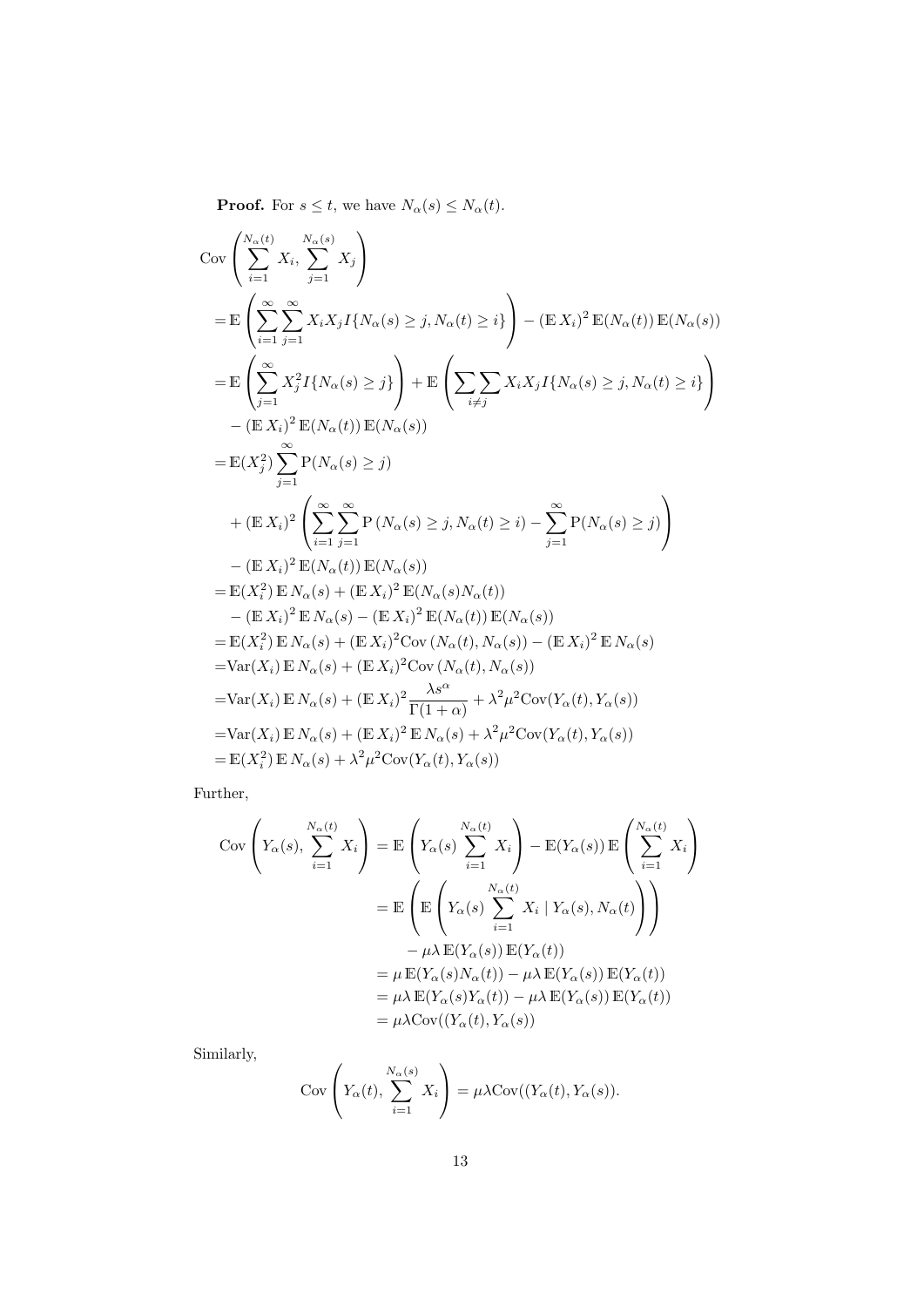**Proof.** For $s \leq t$, we have $N_\alpha(s) \leq N_\alpha(t)$.

$$
\begin{aligned}
&\mathrm{Cov}\left(\sum_{i=1}^{N_\alpha(t)} X_i,\, \sum_{j=1}^{N_\alpha(s)} X_j\right) \\
&= \mathbb{E}\left(\sum_{i=1}^{\infty}\sum_{j=1}^{\infty} X_i X_j I\{N_\alpha(s) \geq j, N_\alpha(t) \geq i\}\right) - (\mathbb{E}\, X_i)^2\, \mathbb{E}(N_\alpha(t))\, \mathbb{E}(N_\alpha(s)) \\
&= \mathbb{E}\left(\sum_{j=1}^{\infty} X_j^2 I\{N_\alpha(s) \geq j\}\right) + \mathbb{E}\left(\sum\sum_{i \neq j} X_i X_j I\{N_\alpha(s) \geq j, N_\alpha(t) \geq i\}\right) \\
&\quad - (\mathbb{E}\, X_i)^2\, \mathbb{E}(N_\alpha(t))\, \mathbb{E}(N_\alpha(s)) \\
&= \mathbb{E}(X_j^2) \sum_{j=1}^{\infty} \mathrm{P}(N_\alpha(s) \geq j) \\
&\quad + (\mathbb{E}\, X_i)^2 \left(\sum_{i=1}^{\infty}\sum_{j=1}^{\infty} \mathrm{P}\left(N_\alpha(s) \geq j, N_\alpha(t) \geq i\right) - \sum_{j=1}^{\infty} \mathrm{P}(N_\alpha(s) \geq j)\right) \\
&\quad - (\mathbb{E}\, X_i)^2\, \mathbb{E}(N_\alpha(t))\, \mathbb{E}(N_\alpha(s)) \\
&= \mathbb{E}(X_i^2)\, \mathbb{E}\, N_\alpha(s) + (\mathbb{E}\, X_i)^2\, \mathbb{E}(N_\alpha(s) N_\alpha(t)) \\
&\quad - (\mathbb{E}\, X_i)^2\, \mathbb{E}\, N_\alpha(s) - (\mathbb{E}\, X_i)^2\, \mathbb{E}(N_\alpha(t))\, \mathbb{E}(N_\alpha(s)) \\
&= \mathbb{E}(X_i^2)\, \mathbb{E}\, N_\alpha(s) + (\mathbb{E}\, X_i)^2 \mathrm{Cov}\left(N_\alpha(t), N_\alpha(s)\right) - (\mathbb{E}\, X_i)^2\, \mathbb{E}\, N_\alpha(s) \\
&= \mathrm{Var}(X_i)\, \mathbb{E}\, N_\alpha(s) + (\mathbb{E}\, X_i)^2 \mathrm{Cov}\left(N_\alpha(t), N_\alpha(s)\right) \\
&= \mathrm{Var}(X_i)\, \mathbb{E}\, N_\alpha(s) + (\mathbb{E}\, X_i)^2 \frac{\lambda s^\alpha}{\Gamma(1+\alpha)} + \lambda^2 \mu^2 \mathrm{Cov}(Y_\alpha(t), Y_\alpha(s)) \\
&= \mathrm{Var}(X_i)\, \mathbb{E}\, N_\alpha(s) + (\mathbb{E}\, X_i)^2\, \mathbb{E}\, N_\alpha(s) + \lambda^2 \mu^2 \mathrm{Cov}(Y_\alpha(t), Y_\alpha(s)) \\
&= \mathbb{E}(X_i^2)\, \mathbb{E}\, N_\alpha(s) + \lambda^2 \mu^2 \mathrm{Cov}(Y_\alpha(t), Y_\alpha(s))
\end{aligned}
$$

Further,

$$
\begin{aligned}
\mathrm{Cov}\left(Y_\alpha(s),\, \sum_{i=1}^{N_\alpha(t)} X_i\right) &= \mathbb{E}\left(Y_\alpha(s) \sum_{i=1}^{N_\alpha(t)} X_i\right) - \mathbb{E}(Y_\alpha(s))\, \mathbb{E}\left(\sum_{i=1}^{N_\alpha(t)} X_i\right) \\
&= \mathbb{E}\left(\mathbb{E}\left(Y_\alpha(s) \sum_{i=1}^{N_\alpha(t)} X_i \mid Y_\alpha(s), N_\alpha(t)\right)\right) \\
&\quad - \mu\lambda\, \mathbb{E}(Y_\alpha(s))\, \mathbb{E}(Y_\alpha(t)) \\
&= \mu\, \mathbb{E}(Y_\alpha(s) N_\alpha(t)) - \mu\lambda\, \mathbb{E}(Y_\alpha(s))\, \mathbb{E}(Y_\alpha(t)) \\
&= \mu\lambda\, \mathbb{E}(Y_\alpha(s) Y_\alpha(t)) - \mu\lambda\, \mathbb{E}(Y_\alpha(s))\, \mathbb{E}(Y_\alpha(t)) \\
&= \mu\lambda \mathrm{Cov}((Y_\alpha(t), Y_\alpha(s))
\end{aligned}
$$

Similarly,

$$
\mathrm{Cov}\left(Y_\alpha(t),\, \sum_{i=1}^{N_\alpha(s)} X_i\right) = \mu\lambda \mathrm{Cov}((Y_\alpha(t), Y_\alpha(s)).
$$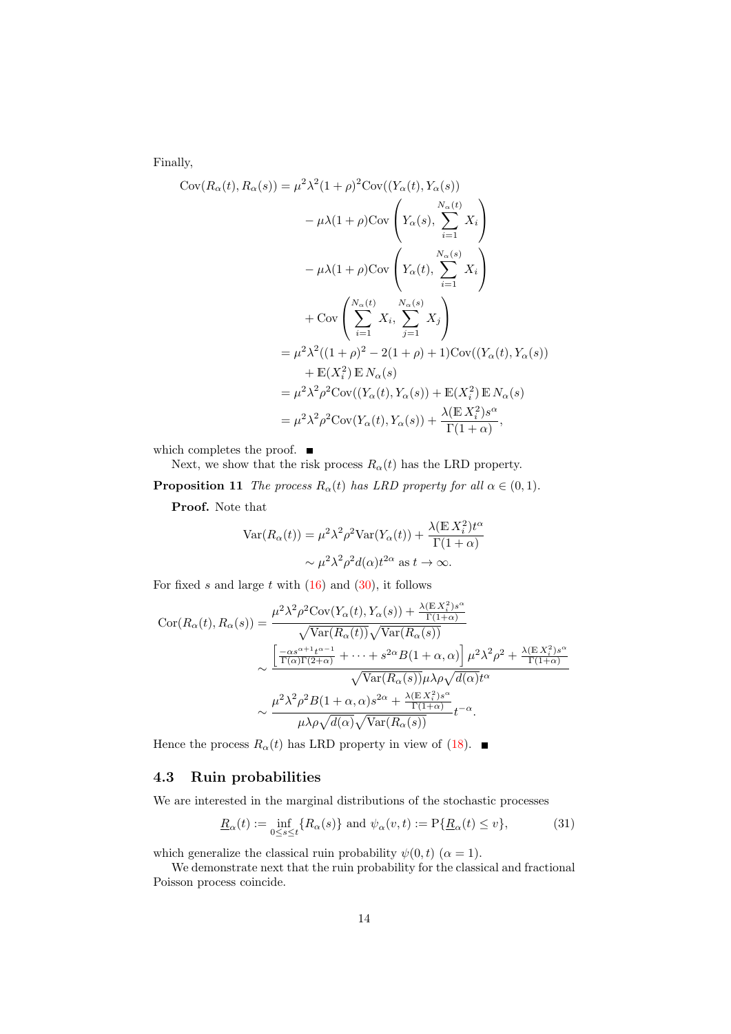Finally,

$$
\begin{aligned}
\mathrm{Cov}(R_\alpha(t), R_\alpha(s)) &= \mu^2\lambda^2(1+\rho)^2 \mathrm{Cov}((Y_\alpha(t), Y_\alpha(s)) \\
&\quad - \mu\lambda(1+\rho)\mathrm{Cov}\left(Y_\alpha(s), \sum_{i=1}^{N_\alpha(t)} X_i\right) \\
&\quad - \mu\lambda(1+\rho)\mathrm{Cov}\left(Y_\alpha(t), \sum_{i=1}^{N_\alpha(s)} X_i\right) \\
&\quad + \mathrm{Cov}\left(\sum_{i=1}^{N_\alpha(t)} X_i, \sum_{j=1}^{N_\alpha(s)} X_j\right) \\
&= \mu^2\lambda^2((1+\rho)^2 - 2(1+\rho) + 1)\mathrm{Cov}((Y_\alpha(t), Y_\alpha(s)) \\
&\quad + \mathbb{E}(X_i^2)\,\mathbb{E}\,N_\alpha(s) \\
&= \mu^2\lambda^2\rho^2 \mathrm{Cov}((Y_\alpha(t), Y_\alpha(s)) + \mathbb{E}(X_i^2)\,\mathbb{E}\,N_\alpha(s) \\
&= \mu^2\lambda^2\rho^2 \mathrm{Cov}(Y_\alpha(t), Y_\alpha(s)) + \frac{\lambda(\mathbb{E}\,X_i^2)s^\alpha}{\Gamma(1+\alpha)},
\end{aligned}
$$

which completes the proof. ■

Next, we show that the risk process $R_\alpha(t)$ has the LRD property.

**Proposition 11** *The process $R_\alpha(t)$ has LRD property for all $\alpha \in (0,1)$.*

**Proof.** Note that

$$
\begin{aligned}
\mathrm{Var}(R_\alpha(t)) &= \mu^2\lambda^2\rho^2 \mathrm{Var}(Y_\alpha(t)) + \frac{\lambda(\mathbb{E}\,X_i^2)t^\alpha}{\Gamma(1+\alpha)} \\
&\sim \mu^2\lambda^2\rho^2 d(\alpha) t^{2\alpha} \text{ as } t \to \infty.
\end{aligned}
$$

For fixed $s$ and large $t$ with (16) and (30), it follows

$$
\begin{aligned}
\mathrm{Cor}(R_\alpha(t), R_\alpha(s)) &= \frac{\mu^2\lambda^2\rho^2 \mathrm{Cov}(Y_\alpha(t), Y_\alpha(s)) + \frac{\lambda(\mathbb{E}\,X_i^2)s^\alpha}{\Gamma(1+\alpha)}}{\sqrt{\mathrm{Var}(R_\alpha(t))}\sqrt{\mathrm{Var}(R_\alpha(s))}} \\
&\sim \frac{\left[\frac{-\alpha s^{\alpha+1}t^{\alpha-1}}{\Gamma(\alpha)\Gamma(2+\alpha)} + \cdots + s^{2\alpha}B(1+\alpha,\alpha)\right]\mu^2\lambda^2\rho^2 + \frac{\lambda(\mathbb{E}\,X_i^2)s^\alpha}{\Gamma(1+\alpha)}}{\sqrt{\mathrm{Var}(R_\alpha(s))}\mu\lambda\rho\sqrt{d(\alpha)}t^\alpha} \\
&\sim \frac{\mu^2\lambda^2\rho^2 B(1+\alpha,\alpha)s^{2\alpha} + \frac{\lambda(\mathbb{E}\,X_i^2)s^\alpha}{\Gamma(1+\alpha)}}{\mu\lambda\rho\sqrt{d(\alpha)}\sqrt{\mathrm{Var}(R_\alpha(s))}} t^{-\alpha}.
\end{aligned}
$$

Hence the process $R_\alpha(t)$ has LRD property in view of (18). ■

### 4.3 Ruin probabilities

We are interested in the marginal distributions of the stochastic processes

$$
\underline{R}_\alpha(t) := \inf_{0 \le s \le t}\{R_\alpha(s)\} \text{ and } \psi_\alpha(v,t) := \mathrm{P}\{\underline{R}_\alpha(t) \le v\}, \tag{31}
$$

which generalize the classical ruin probability $\psi(0,t)$ $(\alpha = 1)$.

We demonstrate next that the ruin probability for the classical and fractional Poisson process coincide.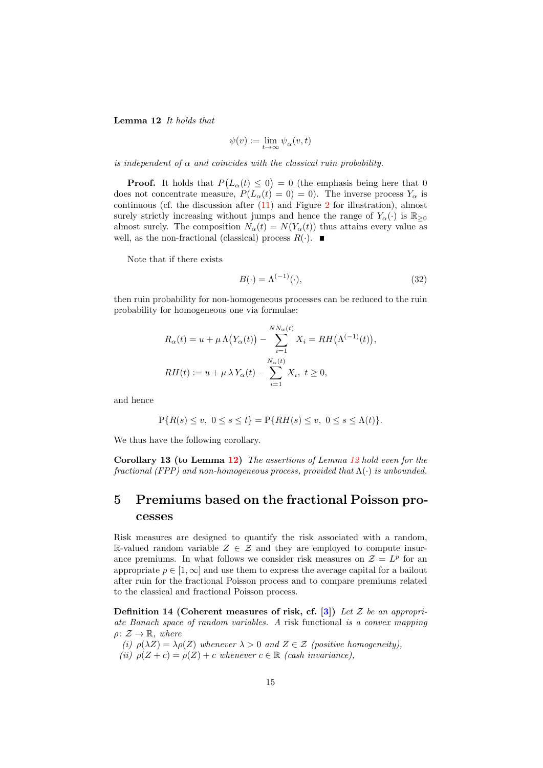**Lemma 12** *It holds that*

$$\psi(v) := \lim_{t\to\infty} \psi_\alpha(v,t)$$

*is independent of* $\alpha$ *and coincides with the classical ruin probability.*

**Proof.** It holds that $P\big(L_\alpha(t) \le 0\big) = 0$ (the emphasis being here that 0 does not concentrate measure, $P(L_\alpha(t) = 0) = 0$). The inverse process $Y_\alpha$ is continuous (cf. the discussion after (11) and Figure 2 for illustration), almost surely strictly increasing without jumps and hence the range of $Y_\alpha(\cdot)$ is $\mathbb{R}_{\ge 0}$ almost surely. The composition $N_\alpha(t) = N(Y_\alpha(t))$ thus attains every value as well, as the non-fractional (classical) process $R(\cdot)$. ∎

Note that if there exists

$$B(\cdot) = \Lambda^{(-1)}(\cdot), \tag{32}$$

then ruin probability for non-homogeneous processes can be reduced to the ruin probability for homogeneous one via formulae:

$$R_\alpha(t) = u + \mu\,\Lambda\big(Y_\alpha(t)\big) - \sum_{i=1}^{NN_\alpha(t)} X_i = RH\big(\Lambda^{(-1)}(t)\big),$$

$$RH(t) := u + \mu\,\lambda\,Y_\alpha(t) - \sum_{i=1}^{N_\alpha(t)} X_i,\ t \ge 0,$$

and hence

$$\mathrm{P}\{R(s) \le v,\ 0 \le s \le t\} = \mathrm{P}\{RH(s) \le v,\ 0 \le s \le \Lambda(t)\}.$$

We thus have the following corollary.

**Corollary 13 (to Lemma 12)** *The assertions of Lemma 12 hold even for the fractional (FPP) and non-homogeneous process, provided that* $\Lambda(\cdot)$ *is unbounded.*

# 5 Premiums based on the fractional Poisson processes

Risk measures are designed to quantify the risk associated with a random, $\mathbb{R}$-valued random variable $Z \in \mathcal{Z}$ and they are employed to compute insurance premiums. In what follows we consider risk measures on $\mathcal{Z} = L^p$ for an appropriate $p \in [1,\infty]$ and use them to express the average capital for a bailout after ruin for the fractional Poisson process and to compare premiums related to the classical and fractional Poisson process.

**Definition 14 (Coherent measures of risk, cf. [3])** *Let* $\mathcal{Z}$ *be an appropriate Banach space of random variables. A* risk functional *is a convex mapping* $\rho\colon \mathcal{Z} \to \mathbb{R}$, *where*

*(i)* $\rho(\lambda Z) = \lambda\rho(Z)$ *whenever* $\lambda > 0$ *and* $Z \in \mathcal{Z}$ *(positive homogeneity),*

*(ii)* $\rho(Z + c) = \rho(Z) + c$ *whenever* $c \in \mathbb{R}$ *(cash invariance),*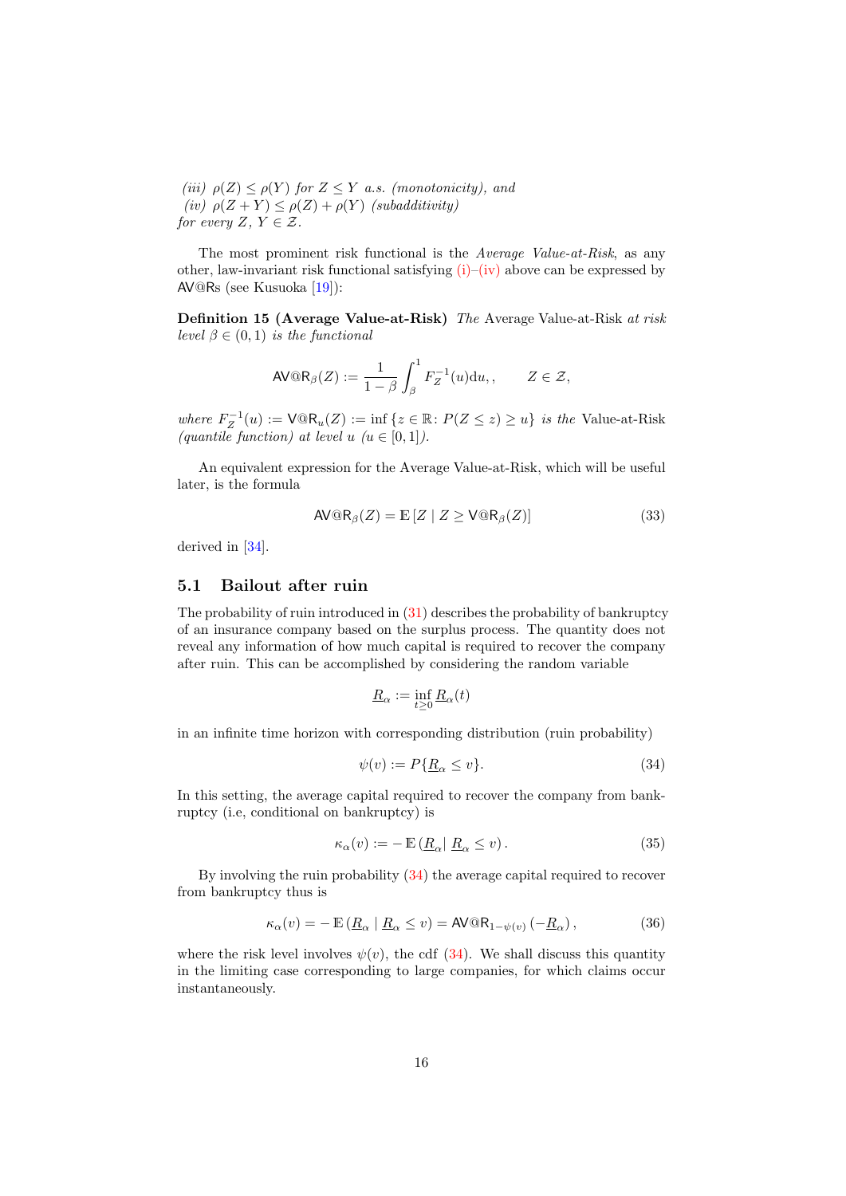*(iii)* $\rho(Z) \le \rho(Y)$ *for* $Z \le Y$ *a.s. (monotonicity), and*
*(iv)* $\rho(Z+Y) \le \rho(Z) + \rho(Y)$ *(subadditivity)*
*for every* $Z$, $Y \in \mathcal{Z}$.

The most prominent risk functional is the *Average Value-at-Risk*, as any other, law-invariant risk functional satisfying (i)–(iv) above can be expressed by $\mathsf{AV@R}$s (see Kusuoka [19]):

**Definition 15 (Average Value-at-Risk)** *The* Average Value-at-Risk *at risk level* $\beta \in (0,1)$ *is the functional*

$$\mathsf{AV@R}_\beta(Z) := \frac{1}{1-\beta} \int_\beta^1 F_Z^{-1}(u) \mathrm{d}u, , \qquad Z \in \mathcal{Z},$$

*where* $F_Z^{-1}(u) := \mathsf{V@R}_u(Z) := \inf \{z \in \mathbb{R} \colon P(Z \le z) \ge u\}$ *is the* Value-at-Risk *(quantile function) at level* $u$ $(u \in [0,1])$.

An equivalent expression for the Average Value-at-Risk, which will be useful later, is the formula

$$\mathsf{AV@R}_\beta(Z) = \mathbb{E}\left[Z \mid Z \ge \mathsf{V@R}_\beta(Z)\right] \tag{33}$$

derived in [34].

## 5.1 Bailout after ruin

The probability of ruin introduced in (31) describes the probability of bankruptcy of an insurance company based on the surplus process. The quantity does not reveal any information of how much capital is required to recover the company after ruin. This can be accomplished by considering the random variable

$$\underline{R}_\alpha := \inf_{t \ge 0} \underline{R}_\alpha(t)$$

in an infinite time horizon with corresponding distribution (ruin probability)

$$\psi(v) := P\{\underline{R}_\alpha \le v\}. \tag{34}$$

In this setting, the average capital required to recover the company from bankruptcy (i.e, conditional on bankruptcy) is

$$\kappa_\alpha(v) := -\,\mathbb{E}\left(\underline{R}_\alpha \middle|\, \underline{R}_\alpha \le v\right). \tag{35}$$

By involving the ruin probability (34) the average capital required to recover from bankruptcy thus is

$$\kappa_\alpha(v) = -\,\mathbb{E}\left(\underline{R}_\alpha \mid \underline{R}_\alpha \le v\right) = \mathsf{AV@R}_{1-\psi(v)}\left(-\underline{R}_\alpha\right), \tag{36}$$

where the risk level involves $\psi(v)$, the cdf (34). We shall discuss this quantity in the limiting case corresponding to large companies, for which claims occur instantaneously.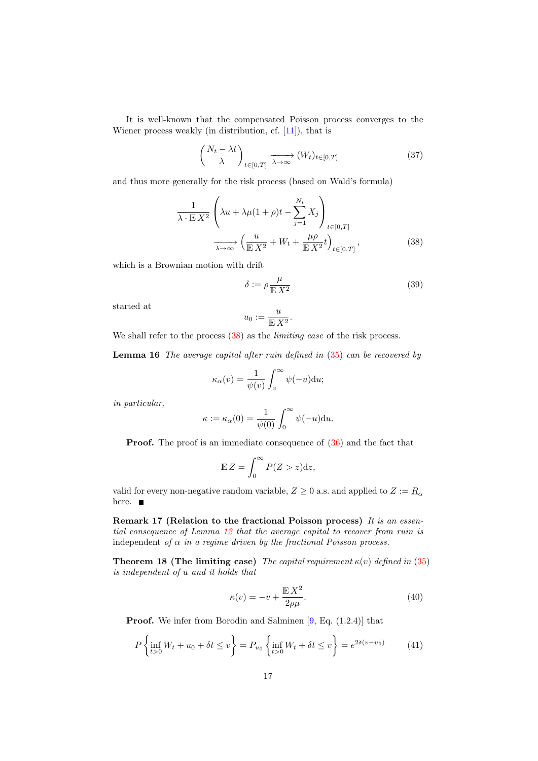It is well-known that the compensated Poisson process converges to the Wiener process weakly (in distribution, cf. [11]), that is

$$\left(\frac{N_t - \lambda t}{\lambda}\right)_{t\in[0,T]} \xrightarrow[\lambda\to\infty]{} (W_t)_{t\in[0,T]} \tag{37}$$

and thus more generally for the risk process (based on Wald's formula)

$$\begin{aligned} \frac{1}{\lambda \cdot \mathbb{E}\, X^2} & \left(\lambda u + \lambda\mu(1+\rho)t - \sum_{j=1}^{N_t} X_j\right)_{t\in[0,T]} \\ & \xrightarrow[\lambda\to\infty]{} \left(\frac{u}{\mathbb{E}\, X^2} + W_t + \frac{\mu\rho}{\mathbb{E}\, X^2} t\right)_{t\in[0,T]}, \end{aligned} \tag{38}$$

which is a Brownian motion with drift

$$\delta := \rho \frac{\mu}{\mathbb{E}\, X^2} \tag{39}$$

started at

$$u_0 := \frac{u}{\mathbb{E}\, X^2}.$$

We shall refer to the process (38) as the *limiting case* of the risk process.

**Lemma 16** *The average capital after ruin defined in (35) can be recovered by*

$$\kappa_\alpha(v) = \frac{1}{\psi(v)} \int_v^\infty \psi(-u)\mathrm{d}u;$$

*in particular,*

$$\kappa := \kappa_\alpha(0) = \frac{1}{\psi(0)} \int_0^\infty \psi(-u)\mathrm{d}u.$$

**Proof.** The proof is an immediate consequence of (36) and the fact that

$$\mathbb{E}\, Z = \int_0^\infty P(Z > z)\mathrm{d}z,$$

valid for every non-negative random variable, $Z \geq 0$ a.s. and applied to $Z := \underline{R}_\alpha$ here. ■

**Remark 17 (Relation to the fractional Poisson process)** *It is an essential consequence of Lemma 12 that the average capital to recover from ruin is* independent *of $\alpha$ in a regime driven by the fractional Poisson process.*

**Theorem 18 (The limiting case)** *The capital requirement $\kappa(v)$ defined in (35) is independent of $u$ and it holds that*

$$\kappa(v) = -v + \frac{\mathbb{E}\, X^2}{2\rho\mu}. \tag{40}$$

**Proof.** We infer from Borodin and Salminen [9, Eq. (1.2.4)] that

$$P\left\{\inf_{t>0} W_t + u_0 + \delta t \leq v\right\} = P_{u_0}\left\{\inf_{t>0} W_t + \delta t \leq v\right\} = e^{2\delta(v-u_0)} \tag{41}$$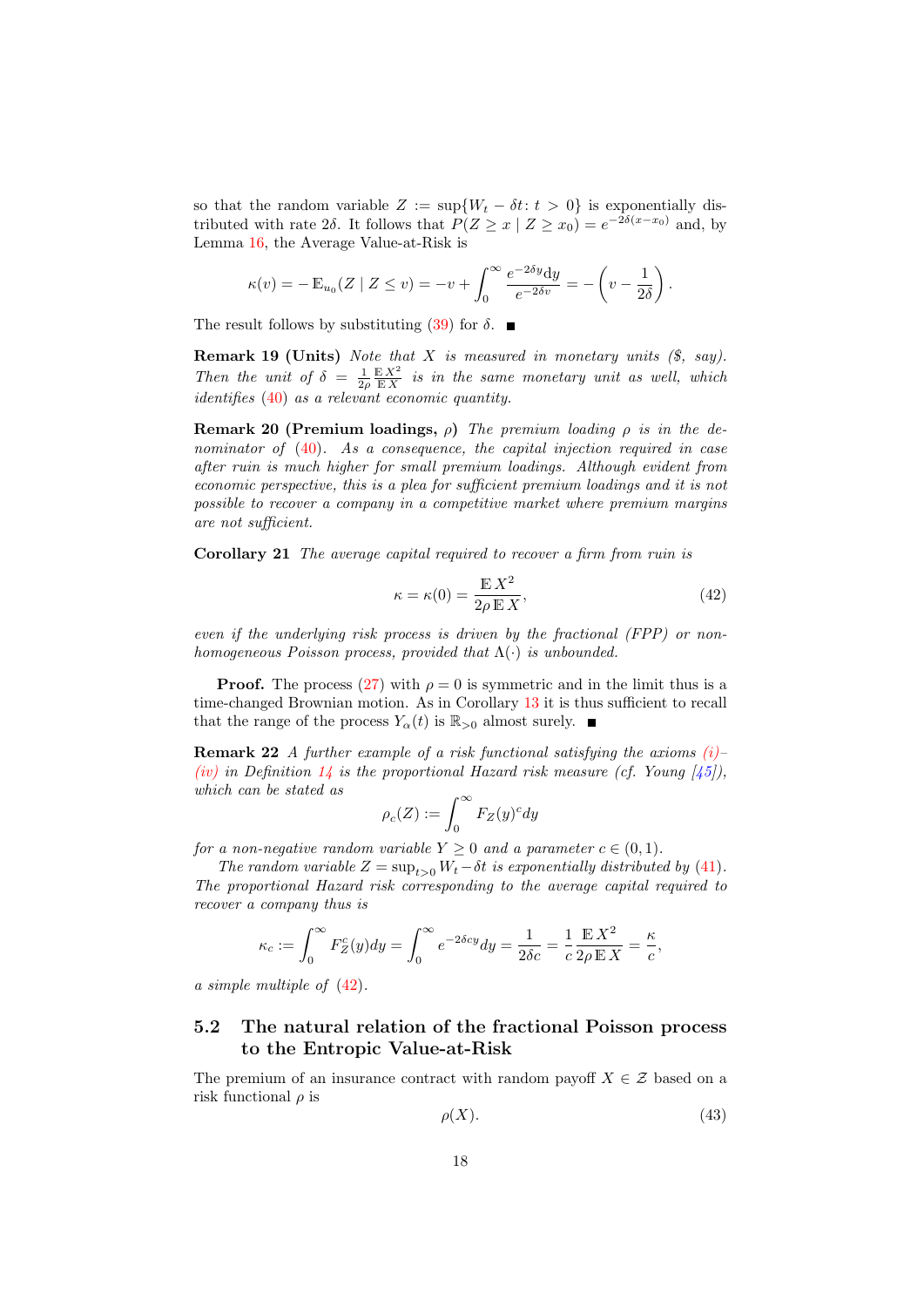so that the random variable $Z := \sup\{W_t - \delta t \colon t > 0\}$ is exponentially distributed with rate $2\delta$. It follows that $P(Z \geq x \mid Z \geq x_0) = e^{-2\delta(x-x_0)}$ and, by Lemma 16, the Average Value-at-Risk is

$$\kappa(v) = -\operatorname{E}_{u_0}(Z \mid Z \leq v) = -v + \int_0^\infty \frac{e^{-2\delta y}\mathrm{d}y}{e^{-2\delta v}} = -\left(v - \frac{1}{2\delta}\right).$$

The result follows by substituting (39) for $\delta$. ■

**Remark 19 (Units)** *Note that $X$ is measured in monetary units (\$, say). Then the unit of $\delta = \frac{1}{2\rho}\frac{\operatorname{E} X^2}{\operatorname{E} X}$ is in the same monetary unit as well, which identifies (40) as a relevant economic quantity.*

**Remark 20 (Premium loadings, $\rho$)** *The premium loading $\rho$ is in the denominator of (40). As a consequence, the capital injection required in case after ruin is much higher for small premium loadings. Although evident from economic perspective, this is a plea for sufficient premium loadings and it is not possible to recover a company in a competitive market where premium margins are not sufficient.*

**Corollary 21** *The average capital required to recover a firm from ruin is*

$$\kappa = \kappa(0) = \frac{\operatorname{E} X^2}{2\rho \operatorname{E} X}, \tag{42}$$

*even if the underlying risk process is driven by the fractional (FPP) or non-homogeneous Poisson process, provided that $\Lambda(\cdot)$ is unbounded.*

**Proof.** The process (27) with $\rho = 0$ is symmetric and in the limit thus is a time-changed Brownian motion. As in Corollary 13 it is thus sufficient to recall that the range of the process $Y_\alpha(t)$ is $\mathbb{R}_{>0}$ almost surely. ■

**Remark 22** *A further example of a risk functional satisfying the axioms (i)–(iv) in Definition 14 is the proportional Hazard risk measure (cf. Young [45]), which can be stated as*

$$\rho_c(Z) := \int_0^\infty F_Z(y)^c dy$$

*for a non-negative random variable $Y \geq 0$ and a parameter $c \in (0,1)$.*

*The random variable $Z = \sup_{t>0} W_t - \delta t$ is exponentially distributed by (41). The proportional Hazard risk corresponding to the average capital required to recover a company thus is*

$$\kappa_c := \int_0^\infty F_Z^c(y)dy = \int_0^\infty e^{-2\delta c y}dy = \frac{1}{2\delta c} = \frac{1}{c}\frac{\operatorname{E} X^2}{2\rho \operatorname{E} X} = \frac{\kappa}{c},$$

*a simple multiple of (42).*

### 5.2 The natural relation of the fractional Poisson process to the Entropic Value-at-Risk

The premium of an insurance contract with random payoff $X \in \mathcal{Z}$ based on a risk functional $\rho$ is

$$\rho(X). \tag{43}$$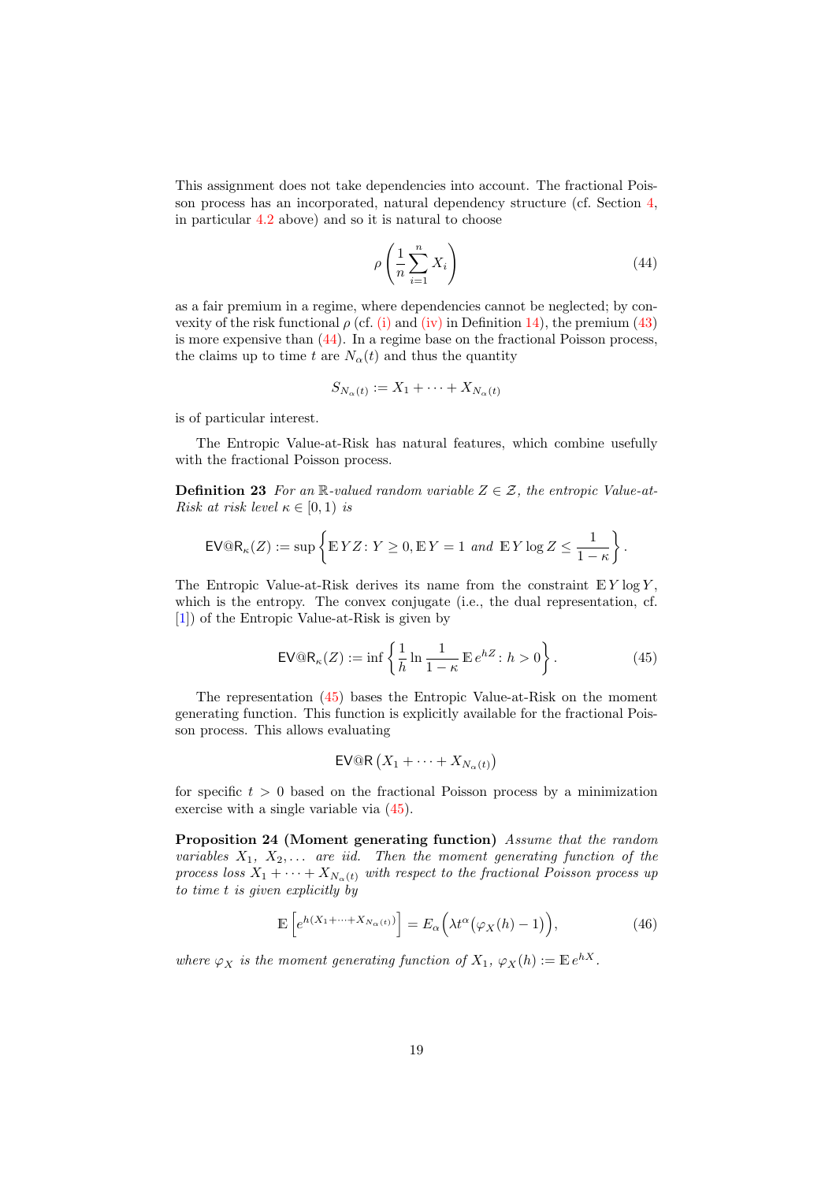This assignment does not take dependencies into account. The fractional Poisson process has an incorporated, natural dependency structure (cf. Section 4, in particular 4.2 above) and so it is natural to choose

$$\rho\left(\frac{1}{n}\sum_{i=1}^{n} X_i\right) \tag{44}$$

as a fair premium in a regime, where dependencies cannot be neglected; by convexity of the risk functional $\rho$ (cf. (i) and (iv) in Definition 14), the premium (43) is more expensive than (44). In a regime base on the fractional Poisson process, the claims up to time $t$ are $N_\alpha(t)$ and thus the quantity

$$S_{N_\alpha(t)} := X_1 + \cdots + X_{N_\alpha(t)}$$

is of particular interest.

The Entropic Value-at-Risk has natural features, which combine usefully with the fractional Poisson process.

**Definition 23** *For an $\mathbb{R}$-valued random variable $Z \in \mathcal{Z}$, the entropic Value-at-Risk at risk level $\kappa \in [0, 1)$ is*

$$\mathsf{EV@R}_\kappa(Z) := \sup\left\{\mathbb{E}\, YZ \colon Y \geq 0, \mathbb{E}\, Y = 1 \text{ and } \mathbb{E}\, Y \log Z \leq \frac{1}{1-\kappa}\right\}.$$

The Entropic Value-at-Risk derives its name from the constraint $\mathbb{E}\, Y \log Y$, which is the entropy. The convex conjugate (i.e., the dual representation, cf. [1]) of the Entropic Value-at-Risk is given by

$$\mathsf{EV@R}_\kappa(Z) := \inf\left\{\frac{1}{h}\ln\frac{1}{1-\kappa}\,\mathbb{E}\, e^{hZ} \colon h > 0\right\}. \tag{45}$$

The representation (45) bases the Entropic Value-at-Risk on the moment generating function. This function is explicitly available for the fractional Poisson process. This allows evaluating

$$\mathsf{EV@R}\left(X_1 + \cdots + X_{N_\alpha(t)}\right)$$

for specific $t > 0$ based on the fractional Poisson process by a minimization exercise with a single variable via (45).

**Proposition 24 (Moment generating function)** *Assume that the random variables $X_1$, $X_2, \ldots$ are iid. Then the moment generating function of the process loss $X_1 + \cdots + X_{N_\alpha(t)}$ with respect to the fractional Poisson process up to time $t$ is given explicitly by*

$$\mathbb{E}\left[e^{h(X_1+\cdots+X_{N_\alpha(t)})}\right] = E_\alpha\Big(\lambda t^\alpha\big(\varphi_X(h) - 1\big)\Big), \tag{46}$$

*where $\varphi_X$ is the moment generating function of $X_1$, $\varphi_X(h) := \mathbb{E}\, e^{hX}$.*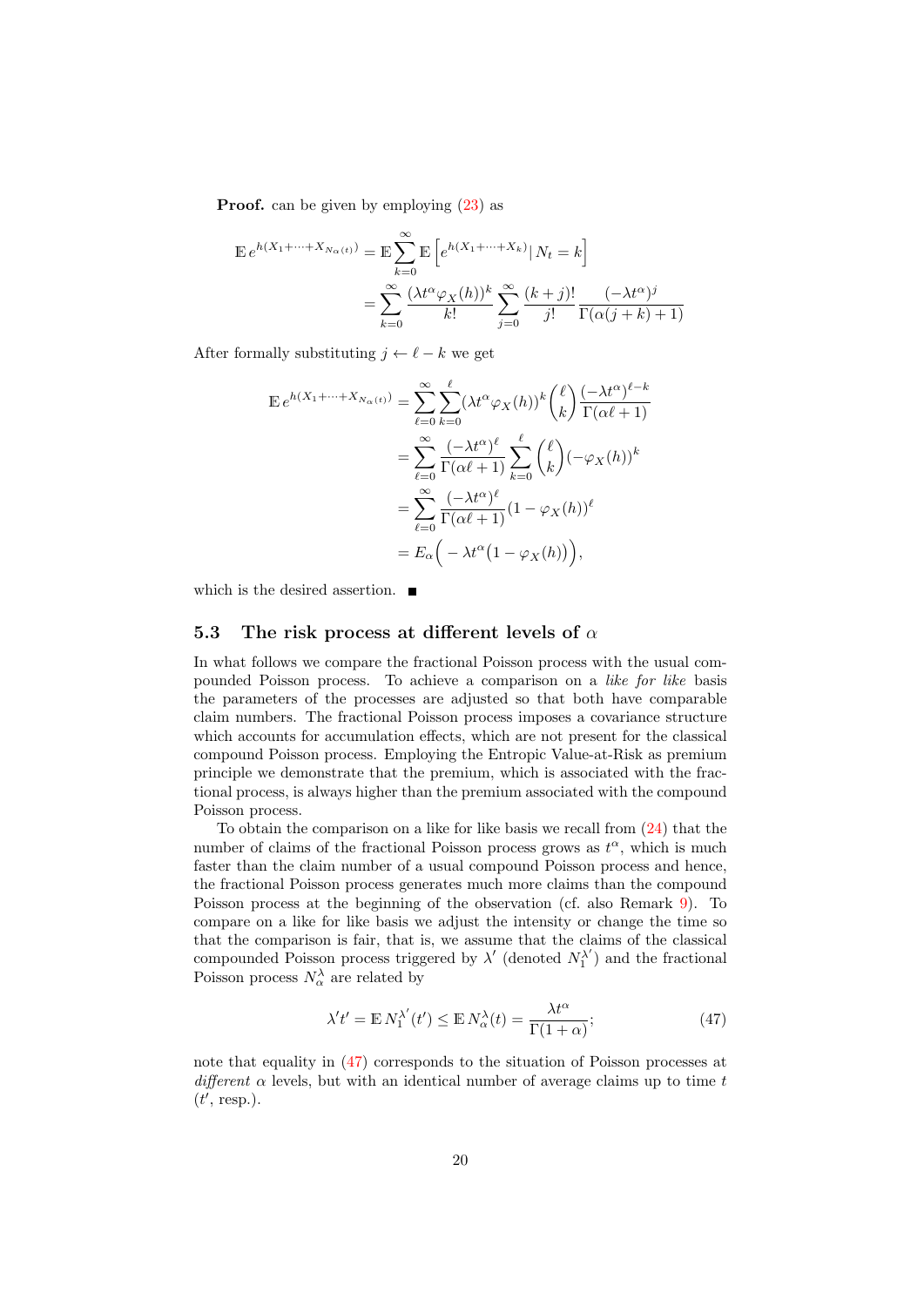**Proof.** can be given by employing (23) as

$$\begin{aligned}
\mathbb{E}\, e^{h(X_1+\dots+X_{N_\alpha(t)})} &= \mathbb{E}\sum_{k=0}^{\infty}\mathbb{E}\left[e^{h(X_1+\dots+X_k)}\,\middle|\, N_t=k\right]\\
&= \sum_{k=0}^{\infty}\frac{(\lambda t^\alpha \varphi_X(h))^k}{k!}\sum_{j=0}^{\infty}\frac{(k+j)!}{j!}\frac{(-\lambda t^\alpha)^j}{\Gamma(\alpha(j+k)+1)}
\end{aligned}$$

After formally substituting $j \leftarrow \ell - k$ we get

$$\begin{aligned}
\mathbb{E}\, e^{h(X_1+\dots+X_{N_\alpha(t)})} &= \sum_{\ell=0}^{\infty}\sum_{k=0}^{\ell}(\lambda t^\alpha \varphi_X(h))^k\binom{\ell}{k}\frac{(-\lambda t^\alpha)^{\ell-k}}{\Gamma(\alpha\ell+1)}\\
&= \sum_{\ell=0}^{\infty}\frac{(-\lambda t^\alpha)^\ell}{\Gamma(\alpha\ell+1)}\sum_{k=0}^{\ell}\binom{\ell}{k}(-\varphi_X(h))^k\\
&= \sum_{\ell=0}^{\infty}\frac{(-\lambda t^\alpha)^\ell}{\Gamma(\alpha\ell+1)}(1-\varphi_X(h))^\ell\\
&= E_\alpha\Big(-\lambda t^\alpha\big(1-\varphi_X(h)\big)\Big),
\end{aligned}$$

which is the desired assertion. ■

### 5.3 The risk process at different levels of $\alpha$

In what follows we compare the fractional Poisson process with the usual compounded Poisson process. To achieve a comparison on a *like for like* basis the parameters of the processes are adjusted so that both have comparable claim numbers. The fractional Poisson process imposes a covariance structure which accounts for accumulation effects, which are not present for the classical compound Poisson process. Employing the Entropic Value-at-Risk as premium principle we demonstrate that the premium, which is associated with the fractional process, is always higher than the premium associated with the compound Poisson process.

To obtain the comparison on a like for like basis we recall from (24) that the number of claims of the fractional Poisson process grows as $t^\alpha$, which is much faster than the claim number of a usual compound Poisson process and hence, the fractional Poisson process generates much more claims than the compound Poisson process at the beginning of the observation (cf. also Remark 9). To compare on a like for like basis we adjust the intensity or change the time so that the comparison is fair, that is, we assume that the claims of the classical compounded Poisson process triggered by $\lambda'$ (denoted $N_1^{\lambda'}$) and the fractional Poisson process $N_\alpha^\lambda$ are related by

$$\lambda' t' = \mathbb{E}\, N_1^{\lambda'}(t') \leq \mathbb{E}\, N_\alpha^\lambda(t) = \frac{\lambda t^\alpha}{\Gamma(1+\alpha)}; \tag{47}$$

note that equality in (47) corresponds to the situation of Poisson processes at *different* $\alpha$ levels, but with an identical number of average claims up to time $t$ ($t'$, resp.).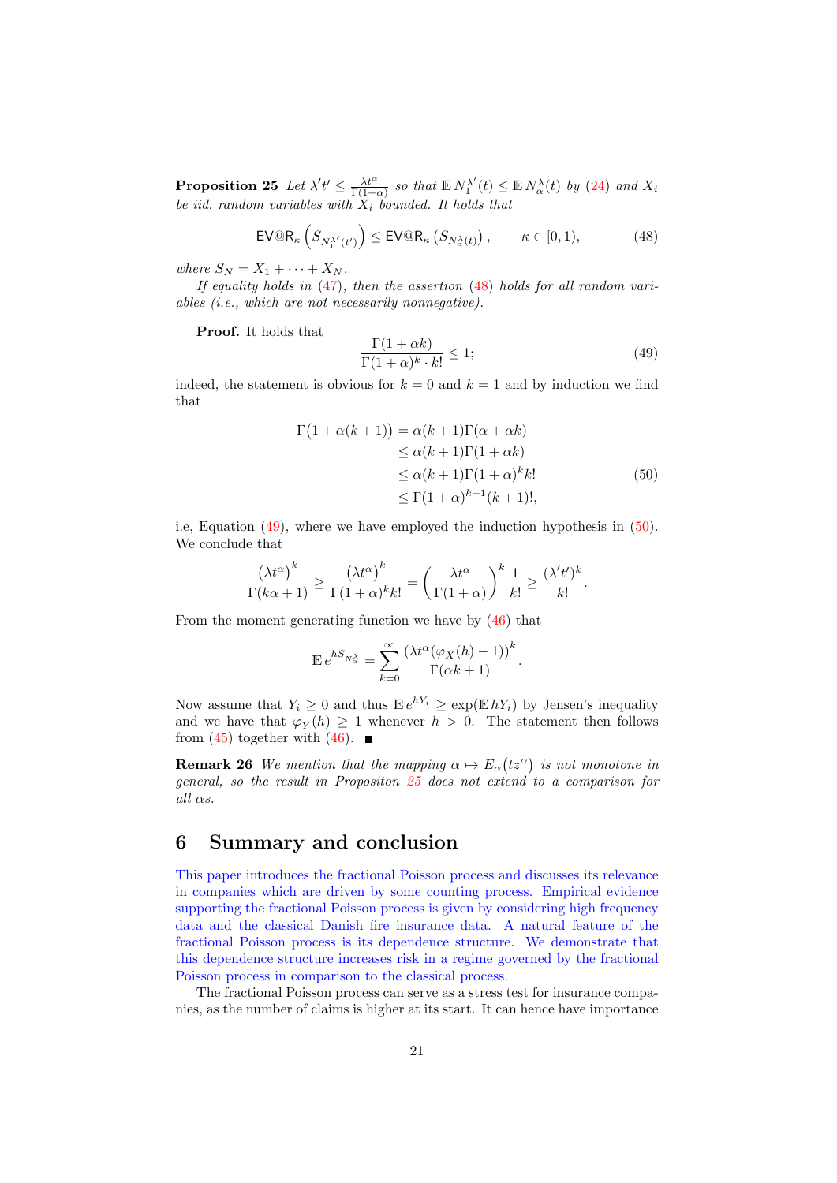**Proposition 25** *Let $\lambda' t' \le \frac{\lambda t^\alpha}{\Gamma(1+\alpha)}$ so that $\mathbb{E}\, N_1^{\lambda'}(t) \le \mathbb{E}\, N_\alpha^\lambda(t)$ by (24) and $X_i$ be iid. random variables with $X_i$ bounded. It holds that*

$$\mathsf{EV@R}_\kappa \left( S_{N_1^{\lambda'}(t')} \right) \le \mathsf{EV@R}_\kappa \left( S_{N_\alpha^\lambda(t)} \right), \qquad \kappa \in [0,1), \tag{48}$$

*where $S_N = X_1 + \dots + X_N$.*

*If equality holds in (47), then the assertion (48) holds for all random variables (i.e., which are not necessarily nonnegative).*

**Proof.** It holds that

$$\frac{\Gamma(1+\alpha k)}{\Gamma(1+\alpha)^k \cdot k!} \le 1; \tag{49}$$

indeed, the statement is obvious for $k = 0$ and $k = 1$ and by induction we find that

$$\begin{aligned}
\Gamma\big(1+\alpha(k+1)\big) &= \alpha(k+1)\Gamma(\alpha+\alpha k) \\
&\le \alpha(k+1)\Gamma(1+\alpha k) \\
&\le \alpha(k+1)\Gamma(1+\alpha)^k k! \\
&\le \Gamma(1+\alpha)^{k+1}(k+1)!,
\end{aligned} \tag{50}$$

i.e, Equation (49), where we have employed the induction hypothesis in (50). We conclude that

$$\frac{\left(\lambda t^\alpha\right)^k}{\Gamma(k\alpha+1)} \ge \frac{\left(\lambda t^\alpha\right)^k}{\Gamma(1+\alpha)^k k!} = \left(\frac{\lambda t^\alpha}{\Gamma(1+\alpha)}\right)^k \frac{1}{k!} \ge \frac{(\lambda' t')^k}{k!}.$$

From the moment generating function we have by (46) that

$$\mathbb{E}\, e^{h S_{N_\alpha^\lambda}} = \sum_{k=0}^\infty \frac{\left(\lambda t^\alpha (\varphi_X(h)-1)\right)^k}{\Gamma(\alpha k+1)}.$$

Now assume that $Y_i \ge 0$ and thus $\mathbb{E}\, e^{hY_i} \ge \exp(\mathbb{E}\, hY_i)$ by Jensen's inequality and we have that $\varphi_Y(h) \ge 1$ whenever $h > 0$. The statement then follows from (45) together with (46). ■

**Remark 26** *We mention that the mapping $\alpha \mapsto E_\alpha\big(tz^\alpha\big)$ is not monotone in general, so the result in Propositon 25 does not extend to a comparison for all $\alpha$s.*

# 6 Summary and conclusion

This paper introduces the fractional Poisson process and discusses its relevance in companies which are driven by some counting process. Empirical evidence supporting the fractional Poisson process is given by considering high frequency data and the classical Danish fire insurance data. A natural feature of the fractional Poisson process is its dependence structure. We demonstrate that this dependence structure increases risk in a regime governed by the fractional Poisson process in comparison to the classical process.

The fractional Poisson process can serve as a stress test for insurance companies, as the number of claims is higher at its start. It can hence have importance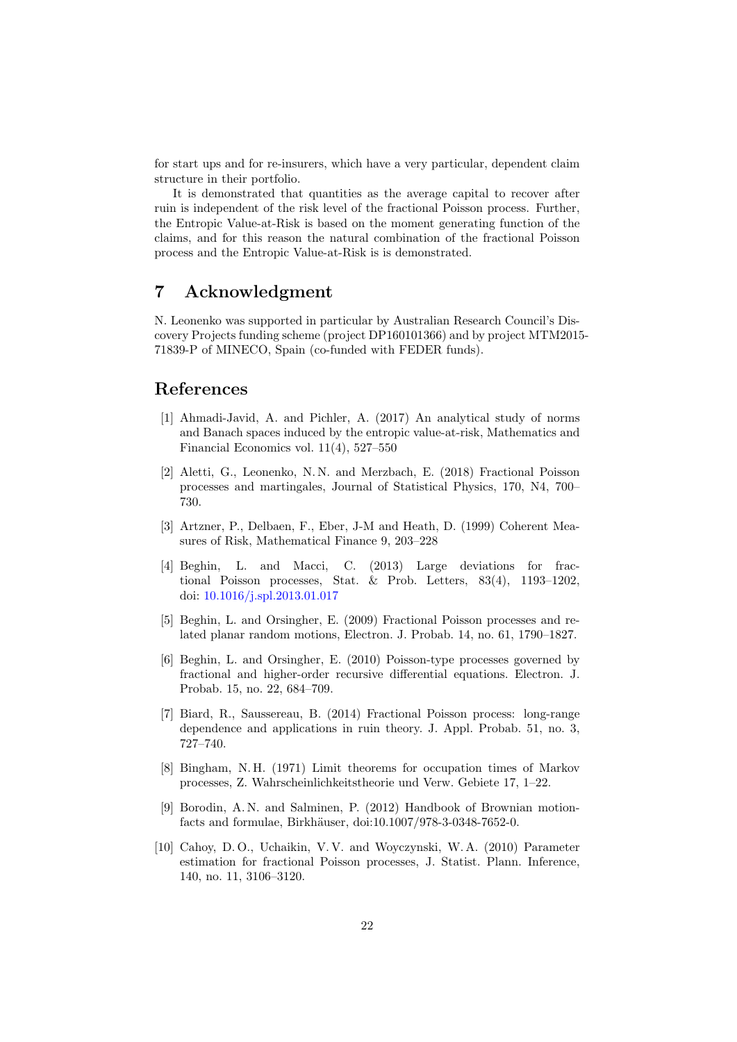for start ups and for re-insurers, which have a very particular, dependent claim structure in their portfolio.

It is demonstrated that quantities as the average capital to recover after ruin is independent of the risk level of the fractional Poisson process. Further, the Entropic Value-at-Risk is based on the moment generating function of the claims, and for this reason the natural combination of the fractional Poisson process and the Entropic Value-at-Risk is is demonstrated.

# 7 Acknowledgment

N. Leonenko was supported in particular by Australian Research Council's Discovery Projects funding scheme (project DP160101366) and by project MTM2015-71839-P of MINECO, Spain (co-funded with FEDER funds).

# References

[1] Ahmadi-Javid, A. and Pichler, A. (2017) An analytical study of norms and Banach spaces induced by the entropic value-at-risk, Mathematics and Financial Economics vol. 11(4), 527–550

[2] Aletti, G., Leonenko, N. N. and Merzbach, E. (2018) Fractional Poisson processes and martingales, Journal of Statistical Physics, 170, N4, 700–730.

[3] Artzner, P., Delbaen, F., Eber, J-M and Heath, D. (1999) Coherent Measures of Risk, Mathematical Finance 9, 203–228

[4] Beghin, L. and Macci, C. (2013) Large deviations for fractional Poisson processes, Stat. & Prob. Letters, 83(4), 1193–1202, doi: 10.1016/j.spl.2013.01.017

[5] Beghin, L. and Orsingher, E. (2009) Fractional Poisson processes and related planar random motions, Electron. J. Probab. 14, no. 61, 1790–1827.

[6] Beghin, L. and Orsingher, E. (2010) Poisson-type processes governed by fractional and higher-order recursive differential equations. Electron. J. Probab. 15, no. 22, 684–709.

[7] Biard, R., Saussereau, B. (2014) Fractional Poisson process: long-range dependence and applications in ruin theory. J. Appl. Probab. 51, no. 3, 727–740.

[8] Bingham, N. H. (1971) Limit theorems for occupation times of Markov processes, Z. Wahrscheinlichkeitstheorie und Verw. Gebiete 17, 1–22.

[9] Borodin, A. N. and Salminen, P. (2012) Handbook of Brownian motion-facts and formulae, Birkhäuser, doi:10.1007/978-3-0348-7652-0.

[10] Cahoy, D. O., Uchaikin, V. V. and Woyczynski, W. A. (2010) Parameter estimation for fractional Poisson processes, J. Statist. Plann. Inference, 140, no. 11, 3106–3120.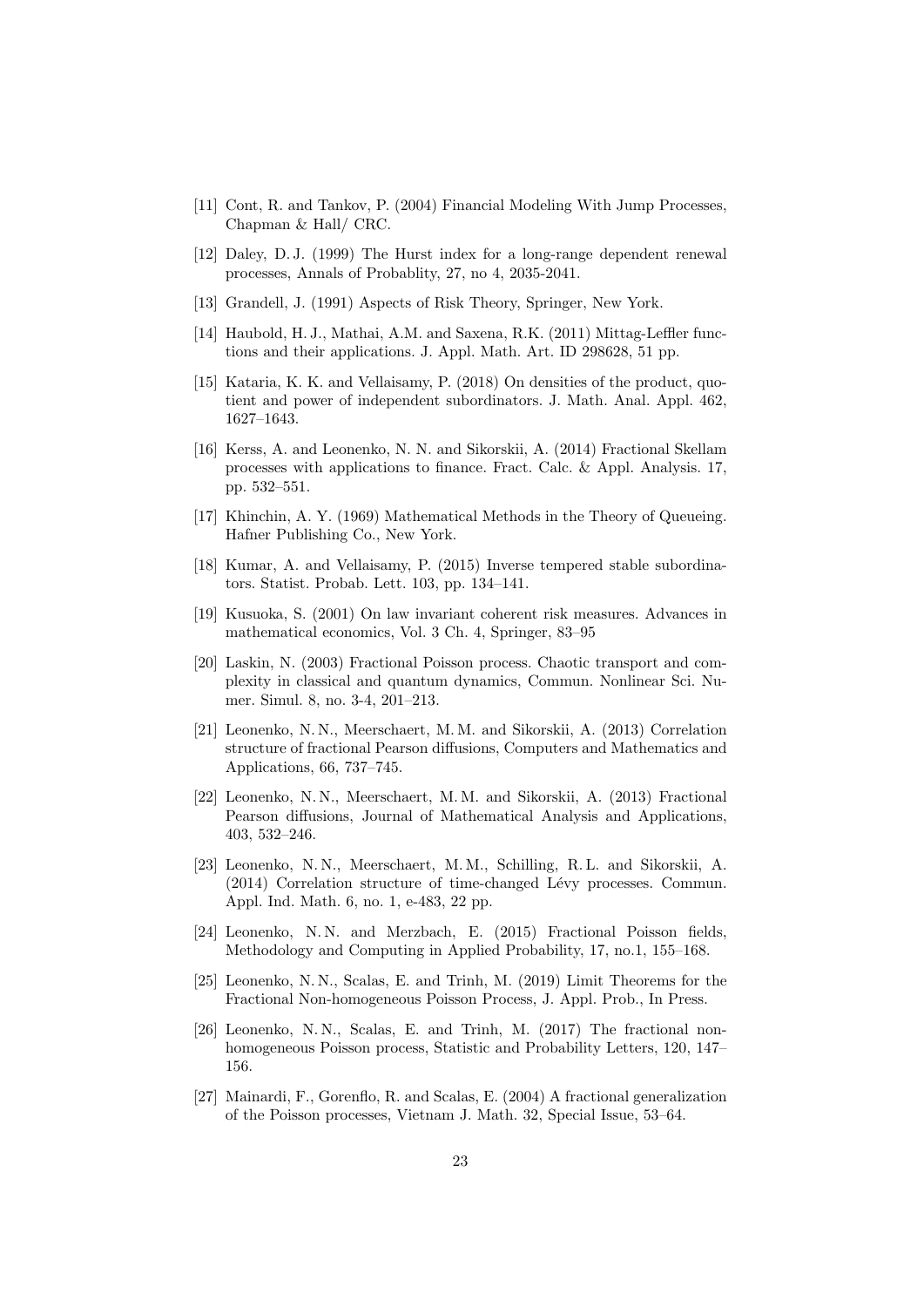[11] Cont, R. and Tankov, P. (2004) Financial Modeling With Jump Processes, Chapman & Hall/ CRC.

[12] Daley, D. J. (1999) The Hurst index for a long-range dependent renewal processes, Annals of Probablity, 27, no 4, 2035-2041.

[13] Grandell, J. (1991) Aspects of Risk Theory, Springer, New York.

[14] Haubold, H. J., Mathai, A.M. and Saxena, R.K. (2011) Mittag-Leffler functions and their applications. J. Appl. Math. Art. ID 298628, 51 pp.

[15] Kataria, K. K. and Vellaisamy, P. (2018) On densities of the product, quotient and power of independent subordinators. J. Math. Anal. Appl. 462, 1627–1643.

[16] Kerss, A. and Leonenko, N. N. and Sikorskii, A. (2014) Fractional Skellam processes with applications to finance. Fract. Calc. & Appl. Analysis. 17, pp. 532–551.

[17] Khinchin, A. Y. (1969) Mathematical Methods in the Theory of Queueing. Hafner Publishing Co., New York.

[18] Kumar, A. and Vellaisamy, P. (2015) Inverse tempered stable subordinators. Statist. Probab. Lett. 103, pp. 134–141.

[19] Kusuoka, S. (2001) On law invariant coherent risk measures. Advances in mathematical economics, Vol. 3 Ch. 4, Springer, 83–95

[20] Laskin, N. (2003) Fractional Poisson process. Chaotic transport and complexity in classical and quantum dynamics, Commun. Nonlinear Sci. Numer. Simul. 8, no. 3-4, 201–213.

[21] Leonenko, N. N., Meerschaert, M. M. and Sikorskii, A. (2013) Correlation structure of fractional Pearson diffusions, Computers and Mathematics and Applications, 66, 737–745.

[22] Leonenko, N. N., Meerschaert, M. M. and Sikorskii, A. (2013) Fractional Pearson diffusions, Journal of Mathematical Analysis and Applications, 403, 532–246.

[23] Leonenko, N. N., Meerschaert, M. M., Schilling, R. L. and Sikorskii, A. (2014) Correlation structure of time-changed Lévy processes. Commun. Appl. Ind. Math. 6, no. 1, e-483, 22 pp.

[24] Leonenko, N. N. and Merzbach, E. (2015) Fractional Poisson fields, Methodology and Computing in Applied Probability, 17, no.1, 155–168.

[25] Leonenko, N. N., Scalas, E. and Trinh, M. (2019) Limit Theorems for the Fractional Non-homogeneous Poisson Process, J. Appl. Prob., In Press.

[26] Leonenko, N. N., Scalas, E. and Trinh, M. (2017) The fractional non-homogeneous Poisson process, Statistic and Probability Letters, 120, 147–156.

[27] Mainardi, F., Gorenflo, R. and Scalas, E. (2004) A fractional generalization of the Poisson processes, Vietnam J. Math. 32, Special Issue, 53–64.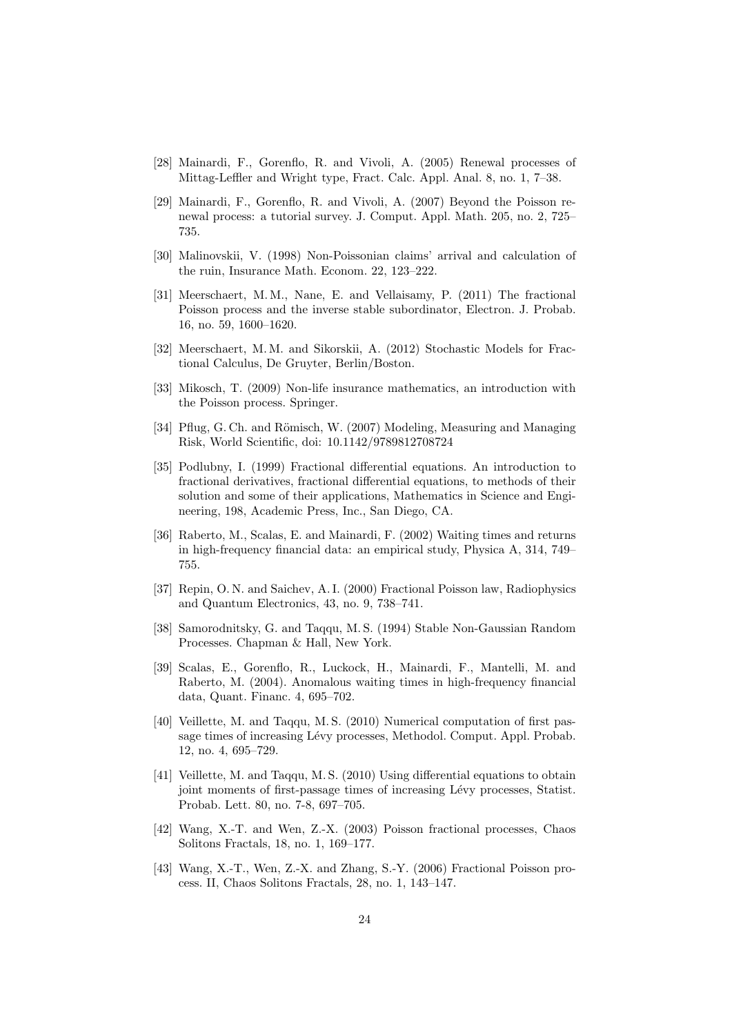[28] Mainardi, F., Gorenflo, R. and Vivoli, A. (2005) Renewal processes of Mittag-Leffler and Wright type, Fract. Calc. Appl. Anal. 8, no. 1, 7–38.

[29] Mainardi, F., Gorenflo, R. and Vivoli, A. (2007) Beyond the Poisson renewal process: a tutorial survey. J. Comput. Appl. Math. 205, no. 2, 725–735.

[30] Malinovskii, V. (1998) Non-Poissonian claims' arrival and calculation of the ruin, Insurance Math. Econom. 22, 123–222.

[31] Meerschaert, M. M., Nane, E. and Vellaisamy, P. (2011) The fractional Poisson process and the inverse stable subordinator, Electron. J. Probab. 16, no. 59, 1600–1620.

[32] Meerschaert, M. M. and Sikorskii, A. (2012) Stochastic Models for Fractional Calculus, De Gruyter, Berlin/Boston.

[33] Mikosch, T. (2009) Non-life insurance mathematics, an introduction with the Poisson process. Springer.

[34] Pflug, G. Ch. and Römisch, W. (2007) Modeling, Measuring and Managing Risk, World Scientific, doi: 10.1142/9789812708724

[35] Podlubny, I. (1999) Fractional differential equations. An introduction to fractional derivatives, fractional differential equations, to methods of their solution and some of their applications, Mathematics in Science and Engineering, 198, Academic Press, Inc., San Diego, CA.

[36] Raberto, M., Scalas, E. and Mainardi, F. (2002) Waiting times and returns in high-frequency financial data: an empirical study, Physica A, 314, 749–755.

[37] Repin, O. N. and Saichev, A. I. (2000) Fractional Poisson law, Radiophysics and Quantum Electronics, 43, no. 9, 738–741.

[38] Samorodnitsky, G. and Taqqu, M. S. (1994) Stable Non-Gaussian Random Processes. Chapman & Hall, New York.

[39] Scalas, E., Gorenflo, R., Luckock, H., Mainardi, F., Mantelli, M. and Raberto, M. (2004). Anomalous waiting times in high-frequency financial data, Quant. Financ. 4, 695–702.

[40] Veillette, M. and Taqqu, M. S. (2010) Numerical computation of first passage times of increasing Lévy processes, Methodol. Comput. Appl. Probab. 12, no. 4, 695–729.

[41] Veillette, M. and Taqqu, M. S. (2010) Using differential equations to obtain joint moments of first-passage times of increasing Lévy processes, Statist. Probab. Lett. 80, no. 7-8, 697–705.

[42] Wang, X.-T. and Wen, Z.-X. (2003) Poisson fractional processes, Chaos Solitons Fractals, 18, no. 1, 169–177.

[43] Wang, X.-T., Wen, Z.-X. and Zhang, S.-Y. (2006) Fractional Poisson process. II, Chaos Solitons Fractals, 28, no. 1, 143–147.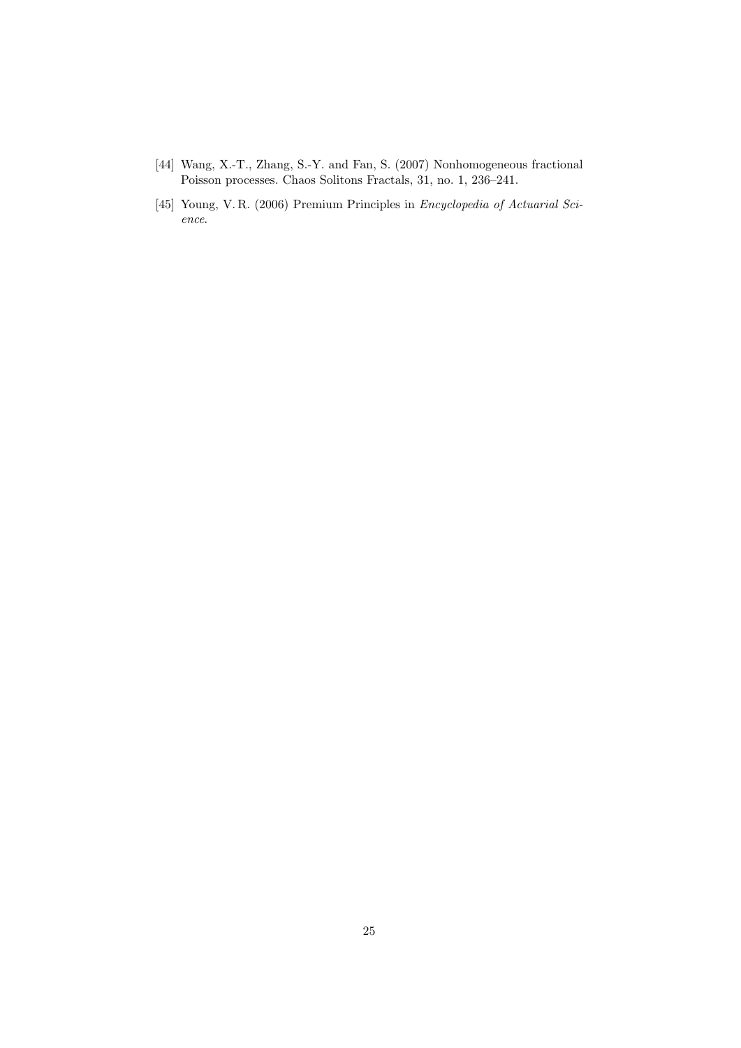[44] Wang, X.-T., Zhang, S.-Y. and Fan, S. (2007) Nonhomogeneous fractional Poisson processes. Chaos Solitons Fractals, 31, no. 1, 236–241.

[45] Young, V. R. (2006) Premium Principles in *Encyclopedia of Actuarial Science*.